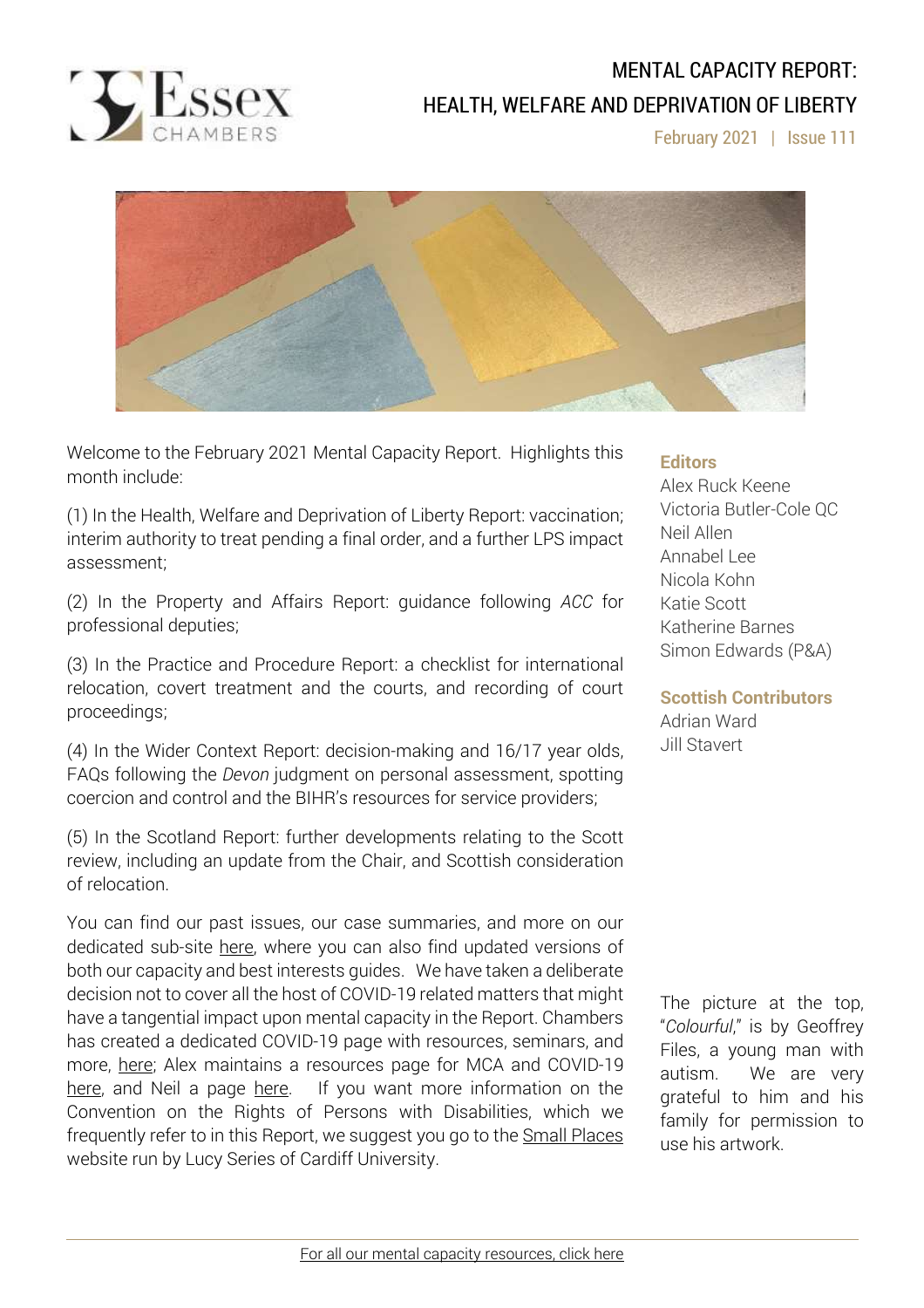# MENTAL CAPACITY REPORT: HEALTH, WELFARE AND DEPRIVATION OF LIBERTY

February 2021 | Issue 111

Welcome to the February 2021 Mental Capacity Report. Highlights this month include:

(1) In the Health, Welfare and Deprivation of Liberty Report: vaccination; interim authority to treat pending a final order, and a further LPS impact assessment;

(2) In the Property and Affairs Report: guidance following *ACC* for professional deputies;

(3) In the Practice and Procedure Report: a checklist for international relocation, covert treatment and the courts, and recording of court proceedings;

(4) In the Wider Context Report: decision-making and 16/17 year olds, FAQs following the *Devon* judgment on personal assessment, spotting coercion and control and the BIHR's resources for service providers;

(5) In the Scotland Report: further developments relating to the Scott review, including an update from the Chair, and Scottish consideration of relocation.

You can find our past issues, our case summaries, and more on our dedicated sub-site here, where you can also find updated versions of both our capacity and best interests guides. We have taken a deliberate decision not to cover all the host of COVID-19 related matters that might have a tangential impact upon mental capacity in the Report. Chambers has created a dedicated COVID-19 page with resources, seminars, and more, here; Alex maintains a resources page for MCA and COVID-19 here, and Neil a page here. If you want more information on the Convention on the Rights of Persons with Disabilities, which we frequently refer to in this Report, we suggest you go to the Small Places website run by Lucy Series of Cardiff University.

**Editors**

Alex Ruck Keene
Victoria Butler-Cole QC
Neil Allen
Annabel Lee
Nicola Kohn
Katie Scott
Katherine Barnes
Simon Edwards (P&A)

**Scottish Contributors**

Adrian Ward
Jill Stavert

The picture at the top, "*Colourful*," is by Geoffrey Files, a young man with autism. We are very grateful to him and his family for permission to use his artwork.

For all our mental capacity resources, click here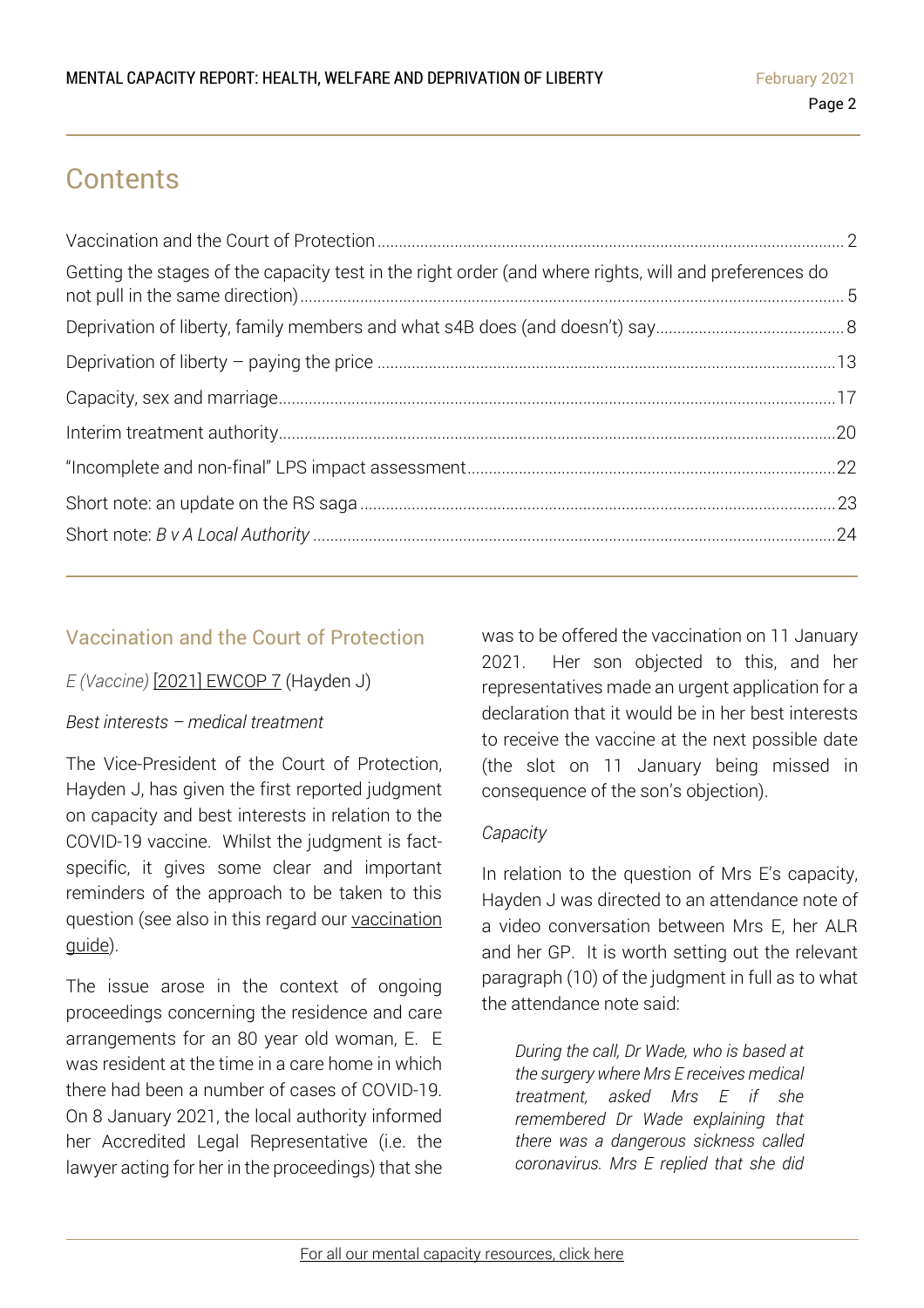# Contents

| | |
|---|---|
| Vaccination and the Court of Protection | 2 |
| Getting the stages of the capacity test in the right order (and where rights, will and preferences do not pull in the same direction) | 5 |
| Deprivation of liberty, family members and what s4B does (and doesn't) say | 8 |
| Deprivation of liberty – paying the price | 13 |
| Capacity, sex and marriage | 17 |
| Interim treatment authority | 20 |
| "Incomplete and non-final" LPS impact assessment | 22 |
| Short note: an update on the RS saga | 23 |
| Short note: *B v A Local Authority* | 24 |

## Vaccination and the Court of Protection

*E (Vaccine)* [2021] EWCOP 7 (Hayden J)

*Best interests – medical treatment*

The Vice-President of the Court of Protection, Hayden J, has given the first reported judgment on capacity and best interests in relation to the COVID-19 vaccine. Whilst the judgment is fact-specific, it gives some clear and important reminders of the approach to be taken to this question (see also in this regard our vaccination guide).

The issue arose in the context of ongoing proceedings concerning the residence and care arrangements for an 80 year old woman, E. E was resident at the time in a care home in which there had been a number of cases of COVID-19. On 8 January 2021, the local authority informed her Accredited Legal Representative (i.e. the lawyer acting for her in the proceedings) that she was to be offered the vaccination on 11 January 2021. Her son objected to this, and her representatives made an urgent application for a declaration that it would be in her best interests to receive the vaccine at the next possible date (the slot on 11 January being missed in consequence of the son's objection).

*Capacity*

In relation to the question of Mrs E's capacity, Hayden J was directed to an attendance note of a video conversation between Mrs E, her ALR and her GP. It is worth setting out the relevant paragraph (10) of the judgment in full as to what the attendance note said:

> *During the call, Dr Wade, who is based at the surgery where Mrs E receives medical treatment, asked Mrs E if she remembered Dr Wade explaining that there was a dangerous sickness called coronavirus. Mrs E replied that she did*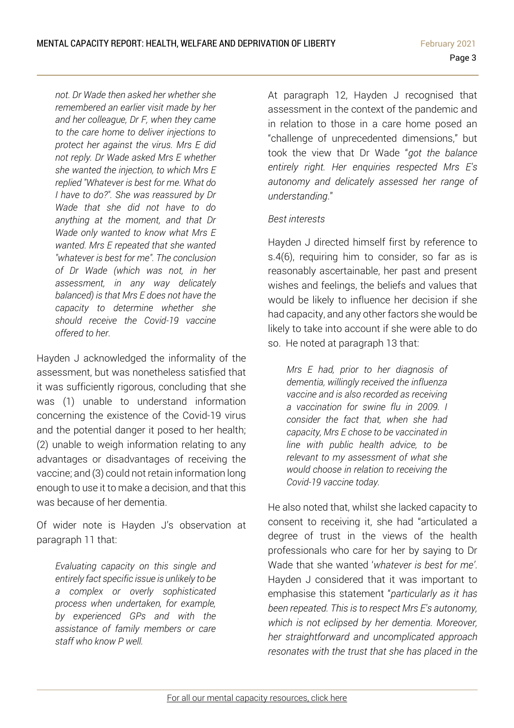> *not. Dr Wade then asked her whether she remembered an earlier visit made by her and her colleague, Dr F, when they came to the care home to deliver injections to protect her against the virus. Mrs E did not reply. Dr Wade asked Mrs E whether she wanted the injection, to which Mrs E replied "Whatever is best for me. What do I have to do?". She was reassured by Dr Wade that she did not have to do anything at the moment, and that Dr Wade only wanted to know what Mrs E wanted. Mrs E repeated that she wanted "whatever is best for me". The conclusion of Dr Wade (which was not, in her assessment, in any way delicately balanced) is that Mrs E does not have the capacity to determine whether she should receive the Covid-19 vaccine offered to her.*

Hayden J acknowledged the informality of the assessment, but was nonetheless satisfied that it was sufficiently rigorous, concluding that she was (1) unable to understand information concerning the existence of the Covid-19 virus and the potential danger it posed to her health; (2) unable to weigh information relating to any advantages or disadvantages of receiving the vaccine; and (3) could not retain information long enough to use it to make a decision, and that this was because of her dementia.

Of wider note is Hayden J's observation at paragraph 11 that:

> *Evaluating capacity on this single and entirely fact specific issue is unlikely to be a complex or overly sophisticated process when undertaken, for example, by experienced GPs and with the assistance of family members or care staff who know P well.*

At paragraph 12, Hayden J recognised that assessment in the context of the pandemic and in relation to those in a care home posed an "challenge of unprecedented dimensions," but took the view that Dr Wade "*got the balance entirely right. Her enquiries respected Mrs E's autonomy and delicately assessed her range of understanding*."

*Best interests*

Hayden J directed himself first by reference to s.4(6), requiring him to consider, so far as is reasonably ascertainable, her past and present wishes and feelings, the beliefs and values that would be likely to influence her decision if she had capacity, and any other factors she would be likely to take into account if she were able to do so. He noted at paragraph 13 that:

> *Mrs E had, prior to her diagnosis of dementia, willingly received the influenza vaccine and is also recorded as receiving a vaccination for swine flu in 2009. I consider the fact that, when she had capacity, Mrs E chose to be vaccinated in line with public health advice, to be relevant to my assessment of what she would choose in relation to receiving the Covid-19 vaccine today.*

He also noted that, whilst she lacked capacity to consent to receiving it, she had "articulated a degree of trust in the views of the health professionals who care for her by saying to Dr Wade that she wanted '*whatever is best for me*'. Hayden J considered that it was important to emphasise this statement "*particularly as it has been repeated. This is to respect Mrs E's autonomy, which is not eclipsed by her dementia. Moreover, her straightforward and uncomplicated approach resonates with the trust that she has placed in the*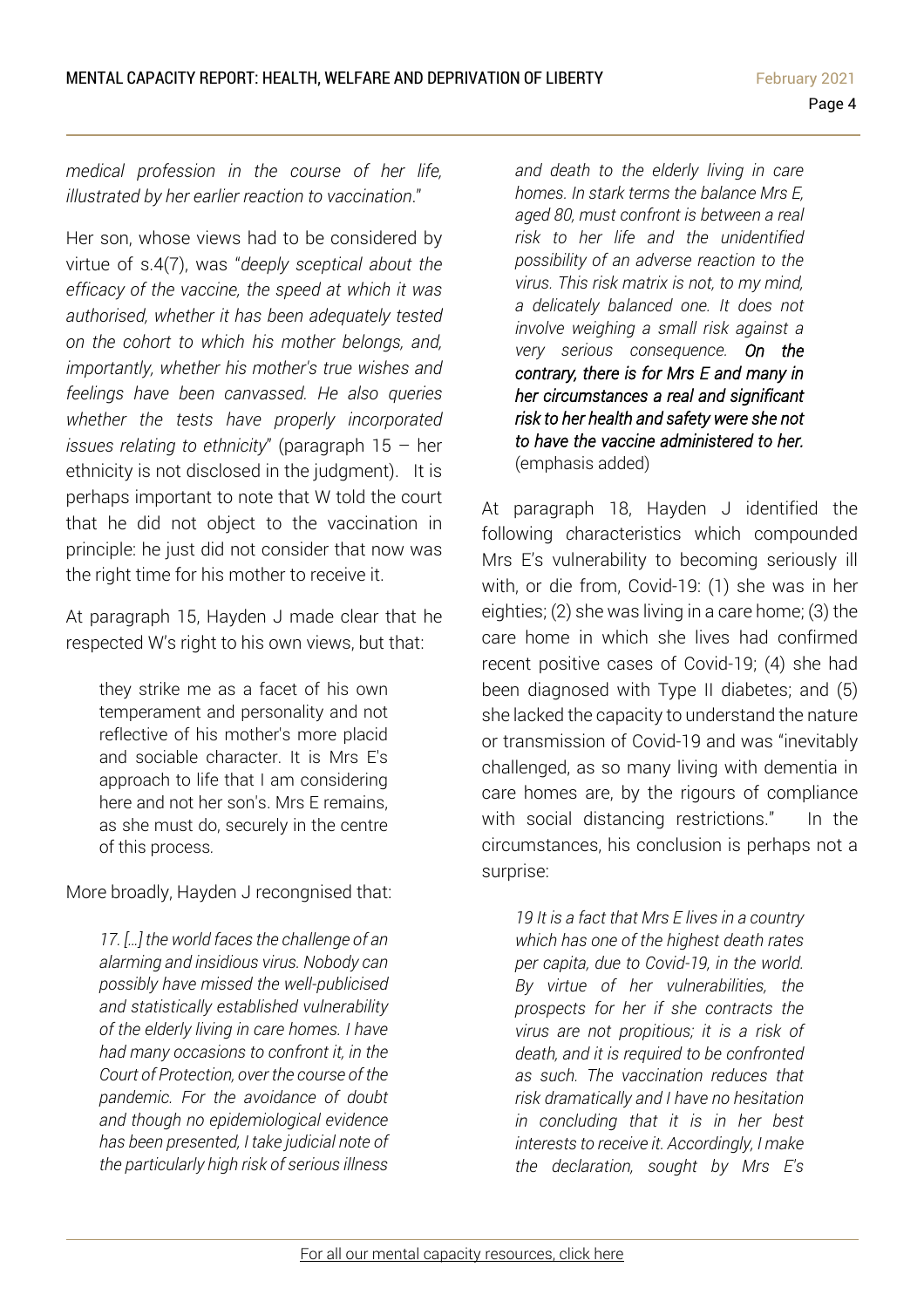*medical profession in the course of her life, illustrated by her earlier reaction to vaccination*."

Her son, whose views had to be considered by virtue of s.4(7), was "*deeply sceptical about the efficacy of the vaccine, the speed at which it was authorised, whether it has been adequately tested on the cohort to which his mother belongs, and, importantly, whether his mother's true wishes and feelings have been canvassed. He also queries whether the tests have properly incorporated issues relating to ethnicity*" (paragraph 15 – her ethnicity is not disclosed in the judgment). It is perhaps important to note that W told the court that he did not object to the vaccination in principle: he just did not consider that now was the right time for his mother to receive it.

At paragraph 15, Hayden J made clear that he respected W's right to his own views, but that:

> they strike me as a facet of his own temperament and personality and not reflective of his mother's more placid and sociable character. It is Mrs E's approach to life that I am considering here and not her son's. Mrs E remains, as she must do, securely in the centre of this process.

More broadly, Hayden J recongnised that:

> *17. […] the world faces the challenge of an alarming and insidious virus. Nobody can possibly have missed the well-publicised and statistically established vulnerability of the elderly living in care homes. I have had many occasions to confront it, in the Court of Protection, over the course of the pandemic. For the avoidance of doubt and though no epidemiological evidence has been presented, I take judicial note of the particularly high risk of serious illness and death to the elderly living in care homes. In stark terms the balance Mrs E, aged 80, must confront is between a real risk to her life and the unidentified possibility of an adverse reaction to the virus. This risk matrix is not, to my mind, a delicately balanced one. It does not involve weighing a small risk against a very serious consequence.* ***On the contrary, there is for Mrs E and many in her circumstances a real and significant risk to her health and safety were she not to have the vaccine administered to her.*** (emphasis added)

At paragraph 18, Hayden J identified the following characteristics which compounded Mrs E's vulnerability to becoming seriously ill with, or die from, Covid-19: (1) she was in her eighties; (2) she was living in a care home; (3) the care home in which she lives had confirmed recent positive cases of Covid-19; (4) she had been diagnosed with Type II diabetes; and (5) she lacked the capacity to understand the nature or transmission of Covid-19 and was "inevitably challenged, as so many living with dementia in care homes are, by the rigours of compliance with social distancing restrictions." In the circumstances, his conclusion is perhaps not a surprise:

> *19 It is a fact that Mrs E lives in a country which has one of the highest death rates per capita, due to Covid-19, in the world. By virtue of her vulnerabilities, the prospects for her if she contracts the virus are not propitious; it is a risk of death, and it is required to be confronted as such. The vaccination reduces that risk dramatically and I have no hesitation in concluding that it is in her best interests to receive it. Accordingly, I make the declaration, sought by Mrs E's*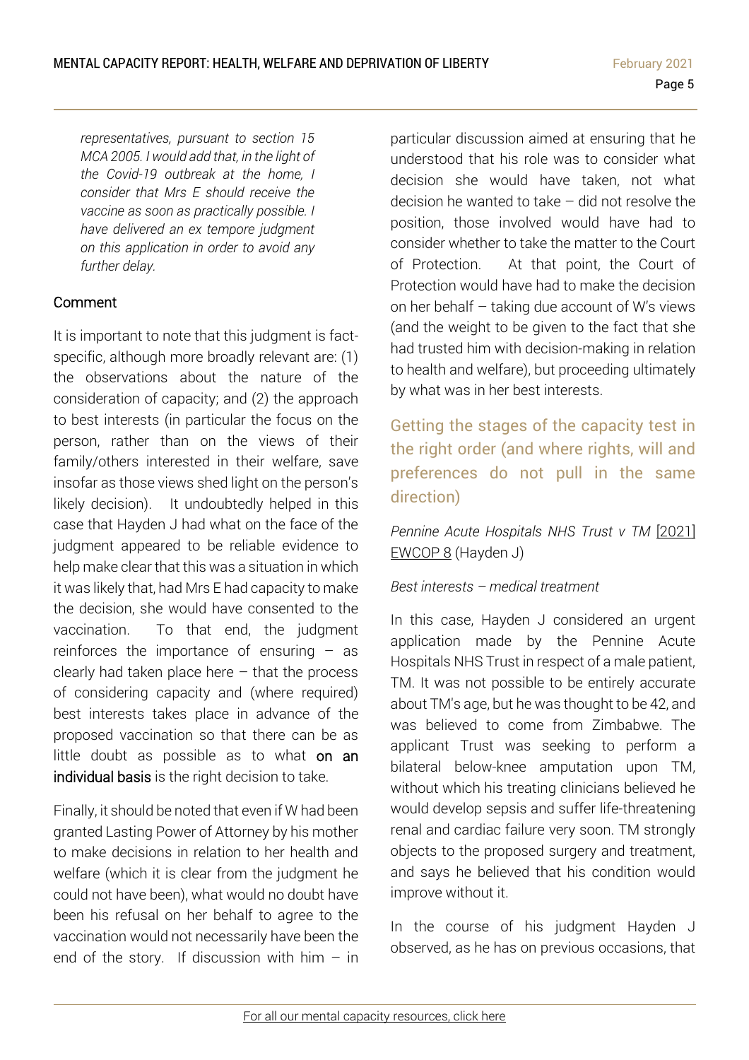*representatives, pursuant to section 15 MCA 2005. I would add that, in the light of the Covid-19 outbreak at the home, I consider that Mrs E should receive the vaccine as soon as practically possible. I have delivered an ex tempore judgment on this application in order to avoid any further delay.*

### Comment

It is important to note that this judgment is fact-specific, although more broadly relevant are: (1) the observations about the nature of the consideration of capacity; and (2) the approach to best interests (in particular the focus on the person, rather than on the views of their family/others interested in their welfare, save insofar as those views shed light on the person's likely decision). It undoubtedly helped in this case that Hayden J had what on the face of the judgment appeared to be reliable evidence to help make clear that this was a situation in which it was likely that, had Mrs E had capacity to make the decision, she would have consented to the vaccination. To that end, the judgment reinforces the importance of ensuring – as clearly had taken place here – that the process of considering capacity and (where required) best interests takes place in advance of the proposed vaccination so that there can be as little doubt as possible as to what **on an individual basis** is the right decision to take.

Finally, it should be noted that even if W had been granted Lasting Power of Attorney by his mother to make decisions in relation to her health and welfare (which it is clear from the judgment he could not have been), what would no doubt have been his refusal on her behalf to agree to the vaccination would not necessarily have been the end of the story. If discussion with him – in particular discussion aimed at ensuring that he understood that his role was to consider what decision she would have taken, not what decision he wanted to take – did not resolve the position, those involved would have had to consider whether to take the matter to the Court of Protection. At that point, the Court of Protection would have had to make the decision on her behalf – taking due account of W's views (and the weight to be given to the fact that she had trusted him with decision-making in relation to health and welfare), but proceeding ultimately by what was in her best interests.

## Getting the stages of the capacity test in the right order (and where rights, will and preferences do not pull in the same direction)

*Pennine Acute Hospitals NHS Trust v TM* [2021] EWCOP 8 (Hayden J)

*Best interests – medical treatment*

In this case, Hayden J considered an urgent application made by the Pennine Acute Hospitals NHS Trust in respect of a male patient, TM. It was not possible to be entirely accurate about TM's age, but he was thought to be 42, and was believed to come from Zimbabwe. The applicant Trust was seeking to perform a bilateral below-knee amputation upon TM, without which his treating clinicians believed he would develop sepsis and suffer life-threatening renal and cardiac failure very soon. TM strongly objects to the proposed surgery and treatment, and says he believed that his condition would improve without it.

In the course of his judgment Hayden J observed, as he has on previous occasions, that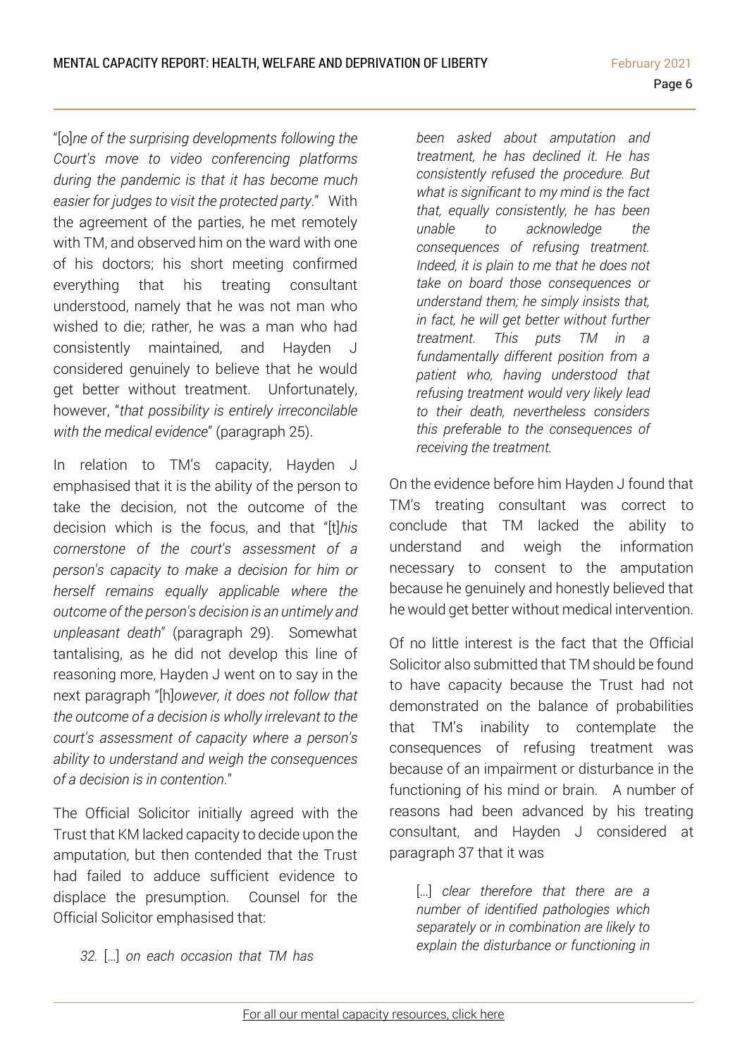"[o]*ne of the surprising developments following the Court's move to video conferencing platforms during the pandemic is that it has become much easier for judges to visit the protected party*." With the agreement of the parties, he met remotely with TM, and observed him on the ward with one of his doctors; his short meeting confirmed everything that his treating consultant understood, namely that he was not man who wished to die; rather, he was a man who had consistently maintained, and Hayden J considered genuinely to believe that he would get better without treatment. Unfortunately, however, "*that possibility is entirely irreconcilable with the medical evidence*" (paragraph 25).

In relation to TM's capacity, Hayden J emphasised that it is the ability of the person to take the decision, not the outcome of the decision which is the focus, and that "[t]*his cornerstone of the court's assessment of a person's capacity to make a decision for him or herself remains equally applicable where the outcome of the person's decision is an untimely and unpleasant death*" (paragraph 29). Somewhat tantalising, as he did not develop this line of reasoning more, Hayden J went on to say in the next paragraph "[h]*owever, it does not follow that the outcome of a decision is wholly irrelevant to the court's assessment of capacity where a person's ability to understand and weigh the consequences of a decision is in contention*."

The Official Solicitor initially agreed with the Trust that KM lacked capacity to decide upon the amputation, but then contended that the Trust had failed to adduce sufficient evidence to displace the presumption. Counsel for the Official Solicitor emphasised that:

> *32.* [...] *on each occasion that TM has been asked about amputation and treatment, he has declined it. He has consistently refused the procedure. But what is significant to my mind is the fact that, equally consistently, he has been unable to acknowledge the consequences of refusing treatment. Indeed, it is plain to me that he does not take on board those consequences or understand them; he simply insists that, in fact, he will get better without further treatment. This puts TM in a fundamentally different position from a patient who, having understood that refusing treatment would very likely lead to their death, nevertheless considers this preferable to the consequences of receiving the treatment.*

On the evidence before him Hayden J found that TM's treating consultant was correct to conclude that TM lacked the ability to understand and weigh the information necessary to consent to the amputation because he genuinely and honestly believed that he would get better without medical intervention.

Of no little interest is the fact that the Official Solicitor also submitted that TM should be found to have capacity because the Trust had not demonstrated on the balance of probabilities that TM's inability to contemplate the consequences of refusing treatment was because of an impairment or disturbance in the functioning of his mind or brain. A number of reasons had been advanced by his treating consultant, and Hayden J considered at paragraph 37 that it was

> [...] *clear therefore that there are a number of identified pathologies which separately or in combination are likely to explain the disturbance or functioning in*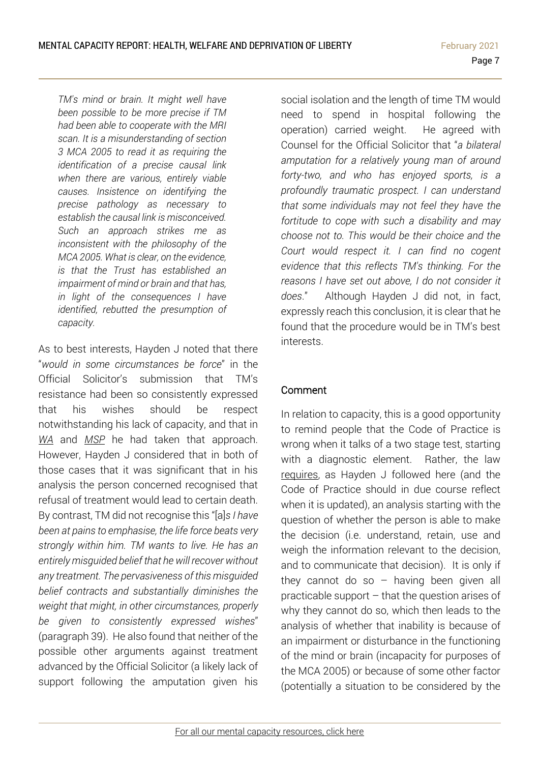*TM's mind or brain. It might well have been possible to be more precise if TM had been able to cooperate with the MRI scan. It is a misunderstanding of section 3 MCA 2005 to read it as requiring the identification of a precise causal link when there are various, entirely viable causes. Insistence on identifying the precise pathology as necessary to establish the causal link is misconceived. Such an approach strikes me as inconsistent with the philosophy of the MCA 2005. What is clear, on the evidence, is that the Trust has established an impairment of mind or brain and that has, in light of the consequences I have identified, rebutted the presumption of capacity.*

As to best interests, Hayden J noted that there "*would in some circumstances be force*" in the Official Solicitor's submission that TM's resistance had been so consistently expressed that his wishes should be respect notwithstanding his lack of capacity, and that in WA and MSP he had taken that approach. However, Hayden J considered that in both of those cases that it was significant that in his analysis the person concerned recognised that refusal of treatment would lead to certain death. By contrast, TM did not recognise this "[a]*s I have been at pains to emphasise, the life force beats very strongly within him. TM wants to live. He has an entirely misguided belief that he will recover without any treatment. The pervasiveness of this misguided belief contracts and substantially diminishes the weight that might, in other circumstances, properly be given to consistently expressed wishes*" (paragraph 39). He also found that neither of the possible other arguments against treatment advanced by the Official Solicitor (a likely lack of support following the amputation given his social isolation and the length of time TM would need to spend in hospital following the operation) carried weight. He agreed with Counsel for the Official Solicitor that "*a bilateral amputation for a relatively young man of around forty-two, and who has enjoyed sports, is a profoundly traumatic prospect. I can understand that some individuals may not feel they have the fortitude to cope with such a disability and may choose not to. This would be their choice and the Court would respect it. I can find no cogent evidence that this reflects TM's thinking. For the reasons I have set out above, I do not consider it does*." Although Hayden J did not, in fact, expressly reach this conclusion, it is clear that he found that the procedure would be in TM's best interests.

## Comment

In relation to capacity, this is a good opportunity to remind people that the Code of Practice is wrong when it talks of a two stage test, starting with a diagnostic element. Rather, the law requires, as Hayden J followed here (and the Code of Practice should in due course reflect when it is updated), an analysis starting with the question of whether the person is able to make the decision (i.e. understand, retain, use and weigh the information relevant to the decision, and to communicate that decision). It is only if they cannot do so – having been given all practicable support – that the question arises of why they cannot do so, which then leads to the analysis of whether that inability is because of an impairment or disturbance in the functioning of the mind or brain (incapacity for purposes of the MCA 2005) or because of some other factor (potentially a situation to be considered by the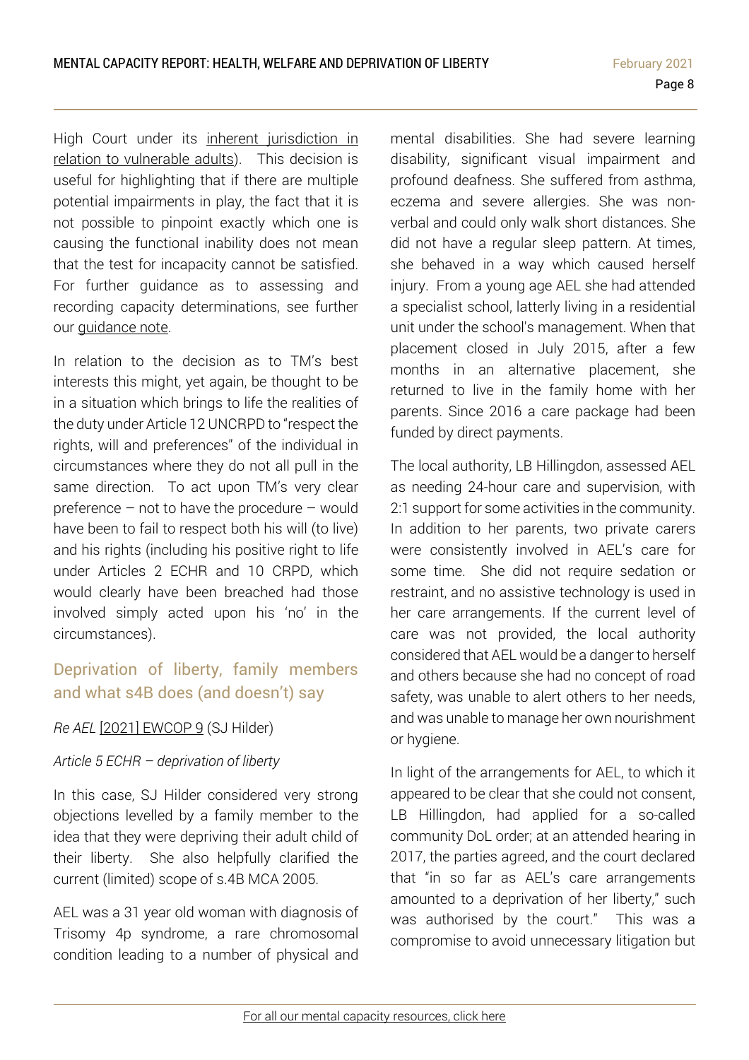High Court under its inherent jurisdiction in relation to vulnerable adults). This decision is useful for highlighting that if there are multiple potential impairments in play, the fact that it is not possible to pinpoint exactly which one is causing the functional inability does not mean that the test for incapacity cannot be satisfied. For further guidance as to assessing and recording capacity determinations, see further our guidance note.

In relation to the decision as to TM's best interests this might, yet again, be thought to be in a situation which brings to life the realities of the duty under Article 12 UNCRPD to "respect the rights, will and preferences" of the individual in circumstances where they do not all pull in the same direction. To act upon TM's very clear preference – not to have the procedure – would have been to fail to respect both his will (to live) and his rights (including his positive right to life under Articles 2 ECHR and 10 CRPD, which would clearly have been breached had those involved simply acted upon his 'no' in the circumstances).

## Deprivation of liberty, family members and what s4B does (and doesn't) say

*Re AEL* [2021] EWCOP 9 (SJ Hilder)

*Article 5 ECHR – deprivation of liberty*

In this case, SJ Hilder considered very strong objections levelled by a family member to the idea that they were depriving their adult child of their liberty. She also helpfully clarified the current (limited) scope of s.4B MCA 2005.

AEL was a 31 year old woman with diagnosis of Trisomy 4p syndrome, a rare chromosomal condition leading to a number of physical and mental disabilities. She had severe learning disability, significant visual impairment and profound deafness. She suffered from asthma, eczema and severe allergies. She was non-verbal and could only walk short distances. She did not have a regular sleep pattern. At times, she behaved in a way which caused herself injury. From a young age AEL she had attended a specialist school, latterly living in a residential unit under the school's management. When that placement closed in July 2015, after a few months in an alternative placement, she returned to live in the family home with her parents. Since 2016 a care package had been funded by direct payments.

The local authority, LB Hillingdon, assessed AEL as needing 24-hour care and supervision, with 2:1 support for some activities in the community. In addition to her parents, two private carers were consistently involved in AEL's care for some time. She did not require sedation or restraint, and no assistive technology is used in her care arrangements. If the current level of care was not provided, the local authority considered that AEL would be a danger to herself and others because she had no concept of road safety, was unable to alert others to her needs, and was unable to manage her own nourishment or hygiene.

In light of the arrangements for AEL, to which it appeared to be clear that she could not consent, LB Hillingdon, had applied for a so-called community DoL order; at an attended hearing in 2017, the parties agreed, and the court declared that "in so far as AEL's care arrangements amounted to a deprivation of her liberty," such was authorised by the court." This was a compromise to avoid unnecessary litigation but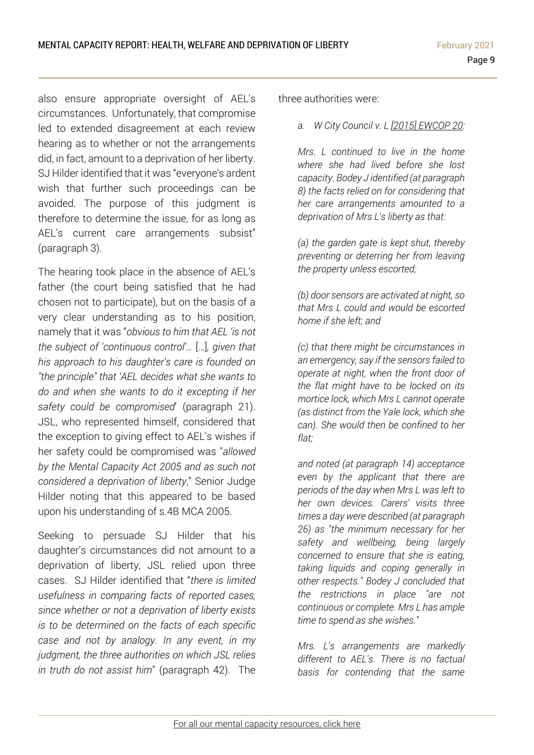also ensure appropriate oversight of AEL's circumstances. Unfortunately, that compromise led to extended disagreement at each review hearing as to whether or not the arrangements did, in fact, amount to a deprivation of her liberty. SJ Hilder identified that it was "everyone's ardent wish that further such proceedings can be avoided. The purpose of this judgment is therefore to determine the issue, for as long as AEL's current care arrangements subsist" (paragraph 3).

The hearing took place in the absence of AEL's father (the court being satisfied that he had chosen not to participate), but on the basis of a very clear understanding as to his position, namely that it was "*obvious to him that AEL 'is not the subject of 'continuous control'…* […]*, given that his approach to his daughter's care is founded on "the principle" that 'AEL decides what she wants to do and when she wants to do it excepting if her safety could be compromised*' (paragraph 21). JSL, who represented himself, considered that the exception to giving effect to AEL's wishes if her safety could be compromised was "*allowed by the Mental Capacity Act 2005 and as such not considered a deprivation of liberty*," Senior Judge Hilder noting that this appeared to be based upon his understanding of s.4B MCA 2005.

Seeking to persuade SJ Hilder that his daughter's circumstances did not amount to a deprivation of liberty, JSL relied upon three cases. SJ Hilder identified that "*there is limited usefulness in comparing facts of reported cases, since whether or not a deprivation of liberty exists is to be determined on the facts of each specific case and not by analogy. In any event, in my judgment, the three authorities on which JSL relies in truth do not assist him*" (paragraph 42). The three authorities were:

*a. W City Council v. L [2015] EWCOP 20:*

*Mrs. L continued to live in the home where she had lived before she lost capacity. Bodey J identified (at paragraph 8) the facts relied on for considering that her care arrangements amounted to a deprivation of Mrs L's liberty as that:*

*(a) the garden gate is kept shut, thereby preventing or deterring her from leaving the property unless escorted;*

*(b) door sensors are activated at night, so that Mrs L could and would be escorted home if she left; and*

*(c) that there might be circumstances in an emergency, say if the sensors failed to operate at night, when the front door of the flat might have to be locked on its mortice lock, which Mrs L cannot operate (as distinct from the Yale lock, which she can). She would then be confined to her flat;*

*and noted (at paragraph 14) acceptance even by the applicant that there are periods of the day when Mrs L was left to her own devices. Carers' visits three times a day were described (at paragraph 26) as "the minimum necessary for her safety and wellbeing, being largely concerned to ensure that she is eating, taking liquids and coping generally in other respects." Bodey J concluded that the restrictions in place "are not continuous or complete. Mrs L has ample time to spend as she wishes."*

*Mrs. L's arrangements are markedly different to AEL's. There is no factual basis for contending that the same*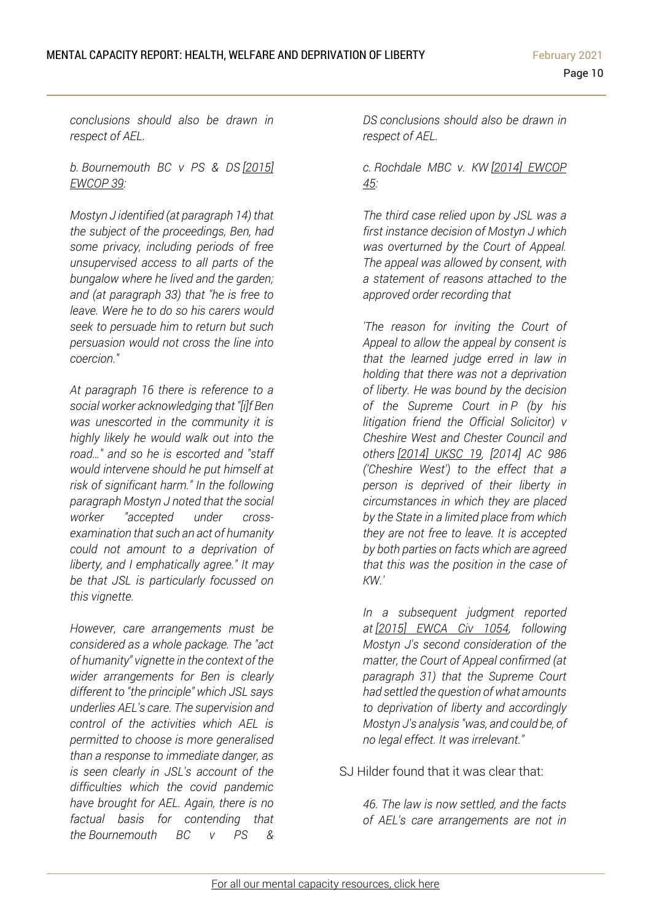*conclusions should also be drawn in respect of AEL.*

*b. Bournemouth BC v PS & DS [2015] EWCOP 39:*

*Mostyn J identified (at paragraph 14) that the subject of the proceedings, Ben, had some privacy, including periods of free unsupervised access to all parts of the bungalow where he lived and the garden; and (at paragraph 33) that "he is free to leave. Were he to do so his carers would seek to persuade him to return but such persuasion would not cross the line into coercion."*

*At paragraph 16 there is reference to a social worker acknowledging that "[i]f Ben was unescorted in the community it is highly likely he would walk out into the road…" and so he is escorted and "staff would intervene should he put himself at risk of significant harm." In the following paragraph Mostyn J noted that the social worker "accepted under cross-examination that such an act of humanity could not amount to a deprivation of liberty, and I emphatically agree." It may be that JSL is particularly focussed on this vignette.*

*However, care arrangements must be considered as a whole package. The "act of humanity" vignette in the context of the wider arrangements for Ben is clearly different to "the principle" which JSL says underlies AEL's care. The supervision and control of the activities which AEL is permitted to choose is more generalised than a response to immediate danger, as is seen clearly in JSL's account of the difficulties which the covid pandemic have brought for AEL. Again, there is no factual basis for contending that the Bournemouth BC v PS & DS conclusions should also be drawn in respect of AEL.*

*c. Rochdale MBC v. KW [2014] EWCOP 45:*

*The third case relied upon by JSL was a first instance decision of Mostyn J which was overturned by the Court of Appeal. The appeal was allowed by consent, with a statement of reasons attached to the approved order recording that*

*'The reason for inviting the Court of Appeal to allow the appeal by consent is that the learned judge erred in law in holding that there was not a deprivation of liberty. He was bound by the decision of the Supreme Court in P (by his litigation friend the Official Solicitor) v Cheshire West and Chester Council and others [2014] UKSC 19, [2014] AC 986 ('Cheshire West') to the effect that a person is deprived of their liberty in circumstances in which they are placed by the State in a limited place from which they are not free to leave. It is accepted by both parties on facts which are agreed that this was the position in the case of KW.'*

*In a subsequent judgment reported at [2015] EWCA Civ 1054, following Mostyn J's second consideration of the matter, the Court of Appeal confirmed (at paragraph 31) that the Supreme Court had settled the question of what amounts to deprivation of liberty and accordingly Mostyn J's analysis "was, and could be, of no legal effect. It was irrelevant."*

SJ Hilder found that it was clear that:

*46. The law is now settled, and the facts of AEL's care arrangements are not in*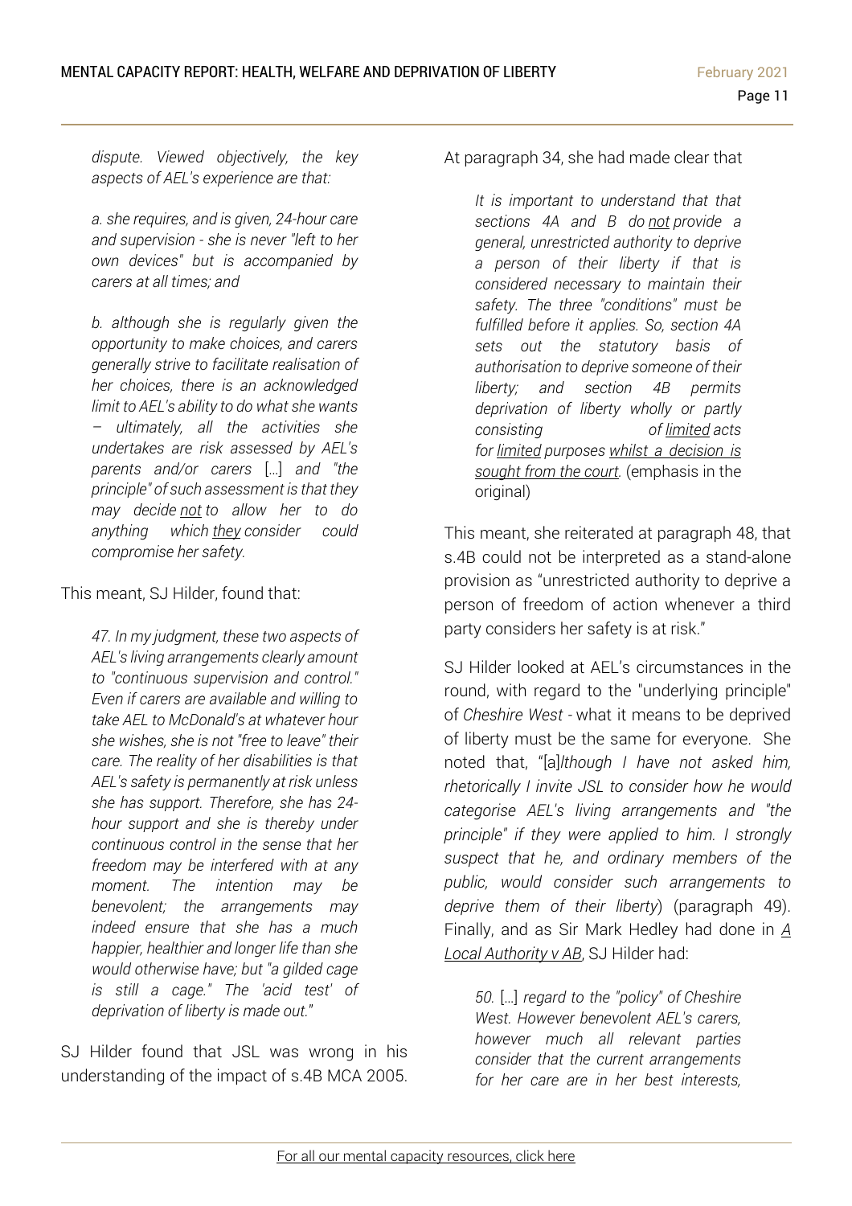> *dispute. Viewed objectively, the key aspects of AEL's experience are that:*
>
> *a. she requires, and is given, 24-hour care and supervision - she is never "left to her own devices" but is accompanied by carers at all times; and*
>
> *b. although she is regularly given the opportunity to make choices, and carers generally strive to facilitate realisation of her choices, there is an acknowledged limit to AEL's ability to do what she wants – ultimately, all the activities she undertakes are risk assessed by AEL's parents and/or carers* […] *and "the principle" of such assessment is that they may decide <u>not</u> to allow her to do anything which <u>they</u> consider could compromise her safety.*

This meant, SJ Hilder, found that:

> *47. In my judgment, these two aspects of AEL's living arrangements clearly amount to "continuous supervision and control." Even if carers are available and willing to take AEL to McDonald's at whatever hour she wishes, she is not "free to leave" their care. The reality of her disabilities is that AEL's safety is permanently at risk unless she has support. Therefore, she has 24-hour support and she is thereby under continuous control in the sense that her freedom may be interfered with at any moment. The intention may be benevolent; the arrangements may indeed ensure that she has a much happier, healthier and longer life than she would otherwise have; but "a gilded cage is still a cage." The 'acid test' of deprivation of liberty is made out."*

SJ Hilder found that JSL was wrong in his understanding of the impact of s.4B MCA 2005. At paragraph 34, she had made clear that

> *It is important to understand that that sections 4A and B do <u>not</u> provide a general, unrestricted authority to deprive a person of their liberty if that is considered necessary to maintain their safety. The three "conditions" must be fulfilled before it applies. So, section 4A sets out the statutory basis of authorisation to deprive someone of their liberty; and section 4B permits deprivation of liberty wholly or partly consisting of <u>limited</u> acts for <u>limited</u> purposes <u>whilst a decision is sought from the court</u>.* (emphasis in the original)

This meant, she reiterated at paragraph 48, that s.4B could not be interpreted as a stand-alone provision as "unrestricted authority to deprive a person of freedom of action whenever a third party considers her safety is at risk."

SJ Hilder looked at AEL's circumstances in the round, with regard to the "underlying principle" of *Cheshire West* - what it means to be deprived of liberty must be the same for everyone. She noted that, "[a]*lthough I have not asked him, rhetorically I invite JSL to consider how he would categorise AEL's living arrangements and "the principle" if they were applied to him. I strongly suspect that he, and ordinary members of the public, would consider such arrangements to deprive them of their liberty*) (paragraph 49). Finally, and as Sir Mark Hedley had done in <u>*A Local Authority v AB*</u>, SJ Hilder had:

> *50.* […] *regard to the "policy" of Cheshire West. However benevolent AEL's carers, however much all relevant parties consider that the current arrangements for her care are in her best interests,*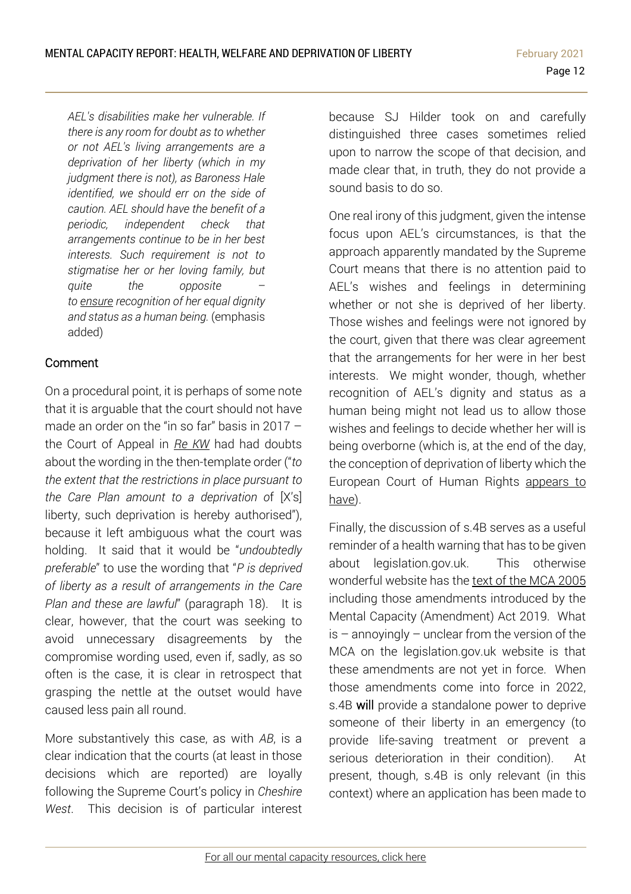*AEL's disabilities make her vulnerable. If there is any room for doubt as to whether or not AEL's living arrangements are a deprivation of her liberty (which in my judgment there is not), as Baroness Hale identified, we should err on the side of caution. AEL should have the benefit of a periodic, independent check that arrangements continue to be in her best interests. Such requirement is not to stigmatise her or her loving family, but quite the opposite – to* ***ensure*** *recognition of her equal dignity and status as a human being.* (emphasis added)

## Comment

On a procedural point, it is perhaps of some note that it is arguable that the court should not have made an order on the "in so far" basis in 2017 – the Court of Appeal in *Re KW* had had doubts about the wording in the then-template order ("*to the extent that the restrictions in place pursuant to the Care Plan amount to a deprivation of* [X's] liberty, such deprivation is hereby authorised"), because it left ambiguous what the court was holding. It said that it would be "*undoubtedly preferable*" to use the wording that "*P is deprived of liberty as a result of arrangements in the Care Plan and these are lawful*" (paragraph 18). It is clear, however, that the court was seeking to avoid unnecessary disagreements by the compromise wording used, even if, sadly, as so often is the case, it is clear in retrospect that grasping the nettle at the outset would have caused less pain all round.

More substantively this case, as with *AB*, is a clear indication that the courts (at least in those decisions which are reported) are loyally following the Supreme Court's policy in *Cheshire West*. This decision is of particular interest because SJ Hilder took on and carefully distinguished three cases sometimes relied upon to narrow the scope of that decision, and made clear that, in truth, they do not provide a sound basis to do so.

One real irony of this judgment, given the intense focus upon AEL's circumstances, is that the approach apparently mandated by the Supreme Court means that there is no attention paid to AEL's wishes and feelings in determining whether or not she is deprived of her liberty. Those wishes and feelings were not ignored by the court, given that there was clear agreement that the arrangements for her were in her best interests. We might wonder, though, whether recognition of AEL's dignity and status as a human being might not lead us to allow those wishes and feelings to decide whether her will is being overborne (which is, at the end of the day, the conception of deprivation of liberty which the European Court of Human Rights appears to have).

Finally, the discussion of s.4B serves as a useful reminder of a health warning that has to be given about legislation.gov.uk. This otherwise wonderful website has the text of the MCA 2005 including those amendments introduced by the Mental Capacity (Amendment) Act 2019. What is – annoyingly – unclear from the version of the MCA on the legislation.gov.uk website is that these amendments are not yet in force. When those amendments come into force in 2022, s.4B **will** provide a standalone power to deprive someone of their liberty in an emergency (to provide life-saving treatment or prevent a serious deterioration in their condition). At present, though, s.4B is only relevant (in this context) where an application has been made to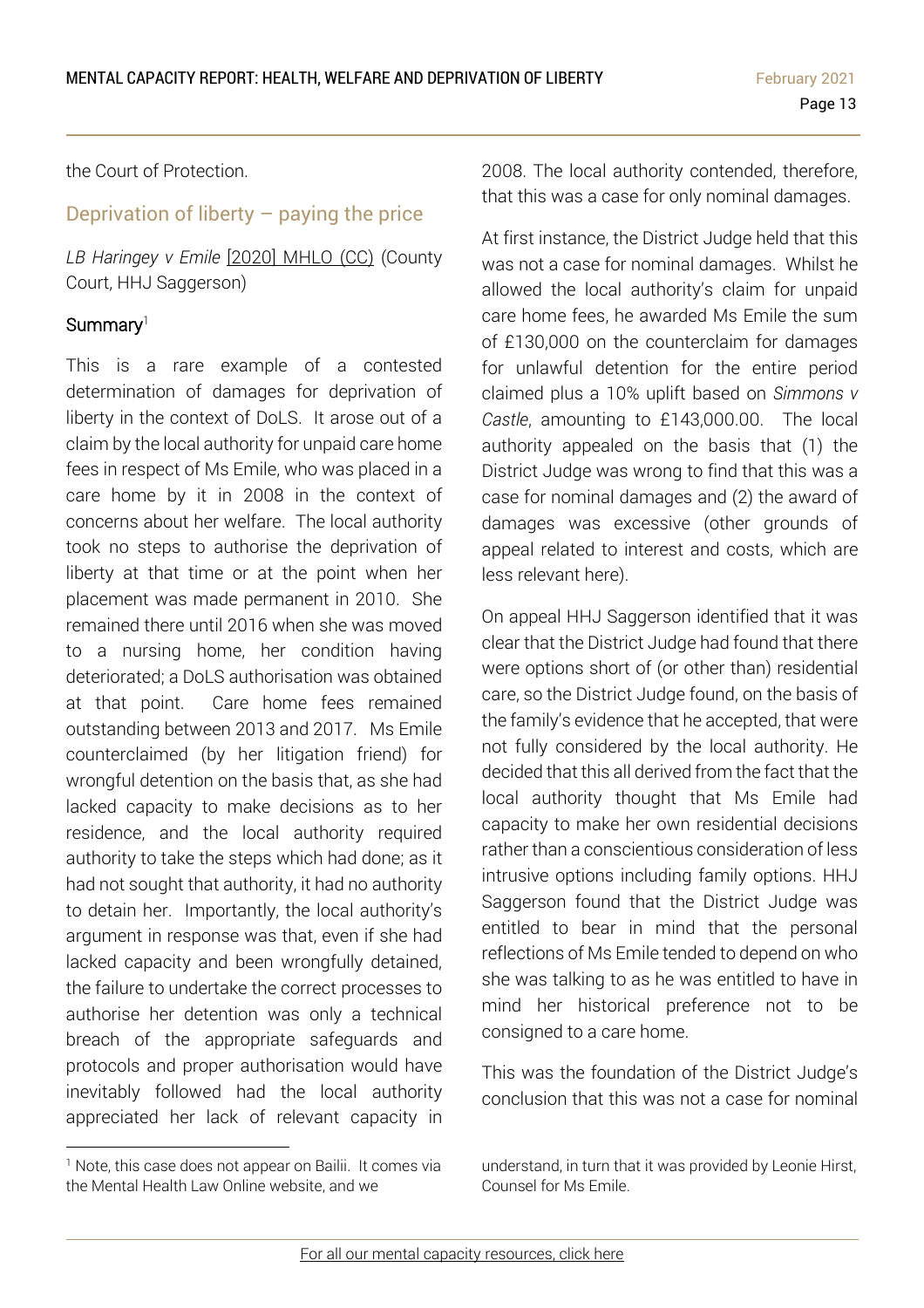the Court of Protection.

## Deprivation of liberty – paying the price

*LB Haringey v Emile* [2020] MHLO (CC) (County Court, HHJ Saggerson)

### Summary[1]

This is a rare example of a contested determination of damages for deprivation of liberty in the context of DoLS. It arose out of a claim by the local authority for unpaid care home fees in respect of Ms Emile, who was placed in a care home by it in 2008 in the context of concerns about her welfare. The local authority took no steps to authorise the deprivation of liberty at that time or at the point when her placement was made permanent in 2010. She remained there until 2016 when she was moved to a nursing home, her condition having deteriorated; a DoLS authorisation was obtained at that point. Care home fees remained outstanding between 2013 and 2017. Ms Emile counterclaimed (by her litigation friend) for wrongful detention on the basis that, as she had lacked capacity to make decisions as to her residence, and the local authority required authority to take the steps which had done; as it had not sought that authority, it had no authority to detain her. Importantly, the local authority's argument in response was that, even if she had lacked capacity and been wrongfully detained, the failure to undertake the correct processes to authorise her detention was only a technical breach of the appropriate safeguards and protocols and proper authorisation would have inevitably followed had the local authority appreciated her lack of relevant capacity in 2008. The local authority contended, therefore, that this was a case for only nominal damages.

At first instance, the District Judge held that this was not a case for nominal damages. Whilst he allowed the local authority's claim for unpaid care home fees, he awarded Ms Emile the sum of £130,000 on the counterclaim for damages for unlawful detention for the entire period claimed plus a 10% uplift based on *Simmons v Castle*, amounting to £143,000.00. The local authority appealed on the basis that (1) the District Judge was wrong to find that this was a case for nominal damages and (2) the award of damages was excessive (other grounds of appeal related to interest and costs, which are less relevant here).

On appeal HHJ Saggerson identified that it was clear that the District Judge had found that there were options short of (or other than) residential care, so the District Judge found, on the basis of the family's evidence that he accepted, that were not fully considered by the local authority. He decided that this all derived from the fact that the local authority thought that Ms Emile had capacity to make her own residential decisions rather than a conscientious consideration of less intrusive options including family options. HHJ Saggerson found that the District Judge was entitled to bear in mind that the personal reflections of Ms Emile tended to depend on who she was talking to as he was entitled to have in mind her historical preference not to be consigned to a care home.

This was the foundation of the District Judge's conclusion that this was not a case for nominal

[1] Note, this case does not appear on Bailii. It comes via the Mental Health Law Online website, and we understand, in turn that it was provided by Leonie Hirst, Counsel for Ms Emile.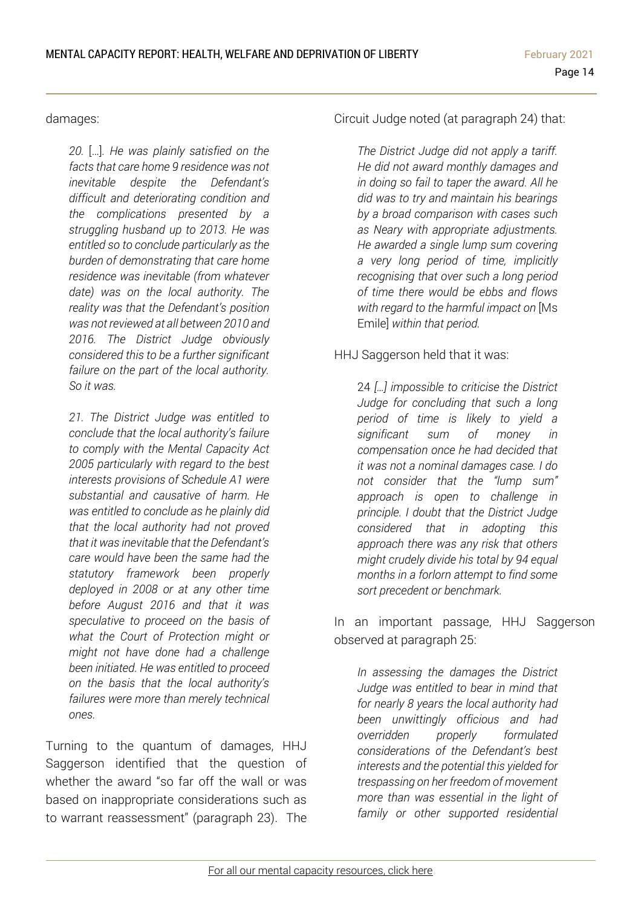damages:

> *20.* […]*. He was plainly satisfied on the facts that care home 9 residence was not inevitable despite the Defendant's difficult and deteriorating condition and the complications presented by a struggling husband up to 2013. He was entitled so to conclude particularly as the burden of demonstrating that care home residence was inevitable (from whatever date) was on the local authority. The reality was that the Defendant's position was not reviewed at all between 2010 and 2016. The District Judge obviously considered this to be a further significant failure on the part of the local authority. So it was.*
>
> *21. The District Judge was entitled to conclude that the local authority's failure to comply with the Mental Capacity Act 2005 particularly with regard to the best interests provisions of Schedule A1 were substantial and causative of harm. He was entitled to conclude as he plainly did that the local authority had not proved that it was inevitable that the Defendant's care would have been the same had the statutory framework been properly deployed in 2008 or at any other time before August 2016 and that it was speculative to proceed on the basis of what the Court of Protection might or might not have done had a challenge been initiated. He was entitled to proceed on the basis that the local authority's failures were more than merely technical ones.*

Turning to the quantum of damages, HHJ Saggerson identified that the question of whether the award "so far off the wall or was based on inappropriate considerations such as to warrant reassessment" (paragraph 23). The Circuit Judge noted (at paragraph 24) that:

> *The District Judge did not apply a tariff. He did not award monthly damages and in doing so fail to taper the award. All he did was to try and maintain his bearings by a broad comparison with cases such as Neary with appropriate adjustments. He awarded a single lump sum covering a very long period of time, implicitly recognising that over such a long period of time there would be ebbs and flows with regard to the harmful impact on* [Ms Emile] *within that period.*

HHJ Saggerson held that it was:

> 24 *[…] impossible to criticise the District Judge for concluding that such a long period of time is likely to yield a significant sum of money in compensation once he had decided that it was not a nominal damages case. I do not consider that the "lump sum" approach is open to challenge in principle. I doubt that the District Judge considered that in adopting this approach there was any risk that others might crudely divide his total by 94 equal months in a forlorn attempt to find some sort precedent or benchmark.*

In an important passage, HHJ Saggerson observed at paragraph 25:

> *In assessing the damages the District Judge was entitled to bear in mind that for nearly 8 years the local authority had been unwittingly officious and had overridden properly formulated considerations of the Defendant's best interests and the potential this yielded for trespassing on her freedom of movement more than was essential in the light of family or other supported residential*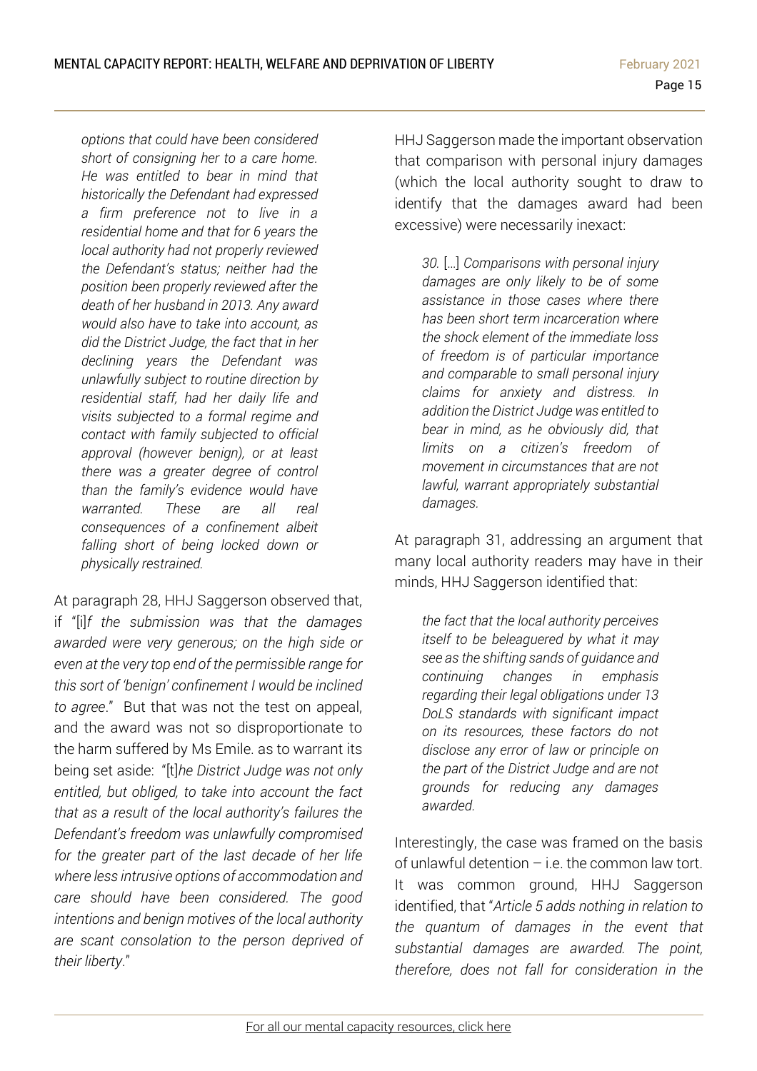*options that could have been considered short of consigning her to a care home. He was entitled to bear in mind that historically the Defendant had expressed a firm preference not to live in a residential home and that for 6 years the local authority had not properly reviewed the Defendant's status; neither had the position been properly reviewed after the death of her husband in 2013. Any award would also have to take into account, as did the District Judge, the fact that in her declining years the Defendant was unlawfully subject to routine direction by residential staff, had her daily life and visits subjected to a formal regime and contact with family subjected to official approval (however benign), or at least there was a greater degree of control than the family's evidence would have warranted. These are all real consequences of a confinement albeit falling short of being locked down or physically restrained.*

At paragraph 28, HHJ Saggerson observed that, if "[i]*f the submission was that the damages awarded were very generous; on the high side or even at the very top end of the permissible range for this sort of 'benign' confinement I would be inclined to agree*." But that was not the test on appeal, and the award was not so disproportionate to the harm suffered by Ms Emile. as to warrant its being set aside: "[t]*he District Judge was not only entitled, but obliged, to take into account the fact that as a result of the local authority's failures the Defendant's freedom was unlawfully compromised for the greater part of the last decade of her life where less intrusive options of accommodation and care should have been considered. The good intentions and benign motives of the local authority are scant consolation to the person deprived of their liberty*."

HHJ Saggerson made the important observation that comparison with personal injury damages (which the local authority sought to draw to identify that the damages award had been excessive) were necessarily inexact:

> *30.* […] *Comparisons with personal injury damages are only likely to be of some assistance in those cases where there has been short term incarceration where the shock element of the immediate loss of freedom is of particular importance and comparable to small personal injury claims for anxiety and distress. In addition the District Judge was entitled to bear in mind, as he obviously did, that limits on a citizen's freedom of movement in circumstances that are not lawful, warrant appropriately substantial damages.*

At paragraph 31, addressing an argument that many local authority readers may have in their minds, HHJ Saggerson identified that:

> *the fact that the local authority perceives itself to be beleaguered by what it may see as the shifting sands of guidance and continuing changes in emphasis regarding their legal obligations under 13 DoLS standards with significant impact on its resources, these factors do not disclose any error of law or principle on the part of the District Judge and are not grounds for reducing any damages awarded.*

Interestingly, the case was framed on the basis of unlawful detention – i.e. the common law tort. It was common ground, HHJ Saggerson identified, that "*Article 5 adds nothing in relation to the quantum of damages in the event that substantial damages are awarded. The point, therefore, does not fall for consideration in the*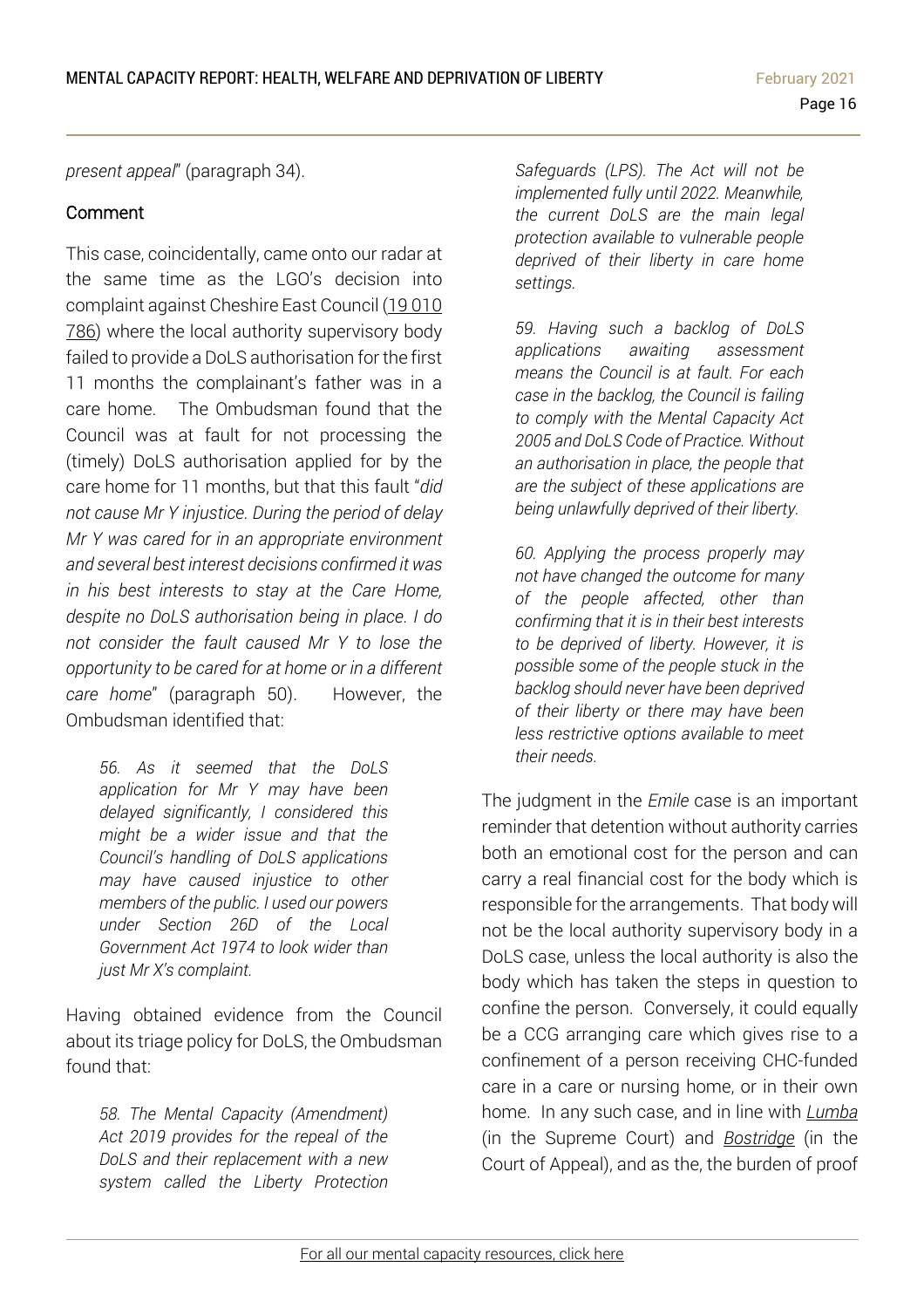*present appeal*" (paragraph 34).

### Comment

This case, coincidentally, came onto our radar at the same time as the LGO's decision into complaint against Cheshire East Council (19 010 786) where the local authority supervisory body failed to provide a DoLS authorisation for the first 11 months the complainant's father was in a care home. The Ombudsman found that the Council was at fault for not processing the (timely) DoLS authorisation applied for by the care home for 11 months, but that this fault "*did not cause Mr Y injustice. During the period of delay Mr Y was cared for in an appropriate environment and several best interest decisions confirmed it was in his best interests to stay at the Care Home, despite no DoLS authorisation being in place. I do not consider the fault caused Mr Y to lose the opportunity to be cared for at home or in a different care home*" (paragraph 50). However, the Ombudsman identified that:

> *56. As it seemed that the DoLS application for Mr Y may have been delayed significantly, I considered this might be a wider issue and that the Council's handling of DoLS applications may have caused injustice to other members of the public. I used our powers under Section 26D of the Local Government Act 1974 to look wider than just Mr X's complaint.*

Having obtained evidence from the Council about its triage policy for DoLS, the Ombudsman found that:

> *58. The Mental Capacity (Amendment) Act 2019 provides for the repeal of the DoLS and their replacement with a new system called the Liberty Protection Safeguards (LPS). The Act will not be implemented fully until 2022. Meanwhile, the current DoLS are the main legal protection available to vulnerable people deprived of their liberty in care home settings.*
>
> *59. Having such a backlog of DoLS applications awaiting assessment means the Council is at fault. For each case in the backlog, the Council is failing to comply with the Mental Capacity Act 2005 and DoLS Code of Practice. Without an authorisation in place, the people that are the subject of these applications are being unlawfully deprived of their liberty.*
>
> *60. Applying the process properly may not have changed the outcome for many of the people affected, other than confirming that it is in their best interests to be deprived of liberty. However, it is possible some of the people stuck in the backlog should never have been deprived of their liberty or there may have been less restrictive options available to meet their needs.*

The judgment in the *Emile* case is an important reminder that detention without authority carries both an emotional cost for the person and can carry a real financial cost for the body which is responsible for the arrangements. That body will not be the local authority supervisory body in a DoLS case, unless the local authority is also the body which has taken the steps in question to confine the person. Conversely, it could equally be a CCG arranging care which gives rise to a confinement of a person receiving CHC-funded care in a care or nursing home, or in their own home. In any such case, and in line with *Lumba* (in the Supreme Court) and *Bostridge* (in the Court of Appeal), and as the, the burden of proof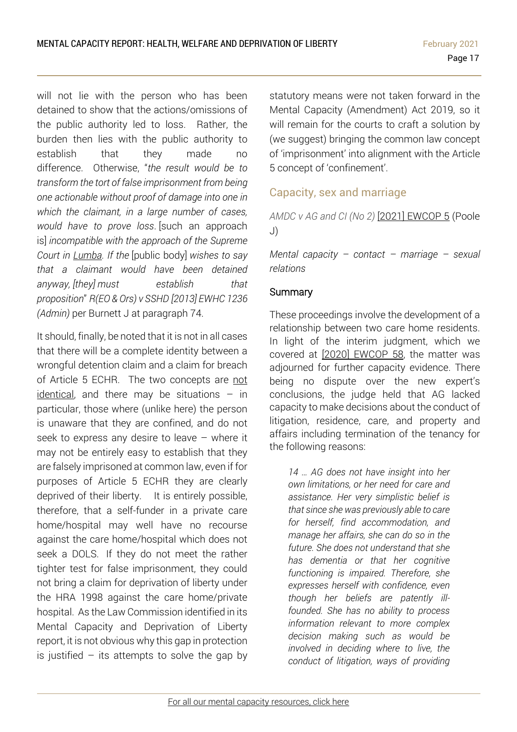will not lie with the person who has been detained to show that the actions/omissions of the public authority led to loss. Rather, the burden then lies with the public authority to establish that they made no difference. Otherwise, "*the result would be to transform the tort of false imprisonment from being one actionable without proof of damage into one in which the claimant, in a large number of cases, would have to prove loss*. [such an approach is] *incompatible with the approach of the Supreme Court in Lumba. If the* [public body] *wishes to say that a claimant would have been detained anyway, [they] must establish that proposition*" *R(EO & Ors) v SSHD [2013] EWHC 1236 (Admin)* per Burnett J at paragraph 74.

It should, finally, be noted that it is not in all cases that there will be a complete identity between a wrongful detention claim and a claim for breach of Article 5 ECHR. The two concepts are not identical, and there may be situations – in particular, those where (unlike here) the person is unaware that they are confined, and do not seek to express any desire to leave – where it may not be entirely easy to establish that they are falsely imprisoned at common law, even if for purposes of Article 5 ECHR they are clearly deprived of their liberty. It is entirely possible, therefore, that a self-funder in a private care home/hospital may well have no recourse against the care home/hospital which does not seek a DOLS. If they do not meet the rather tighter test for false imprisonment, they could not bring a claim for deprivation of liberty under the HRA 1998 against the care home/private hospital. As the Law Commission identified in its Mental Capacity and Deprivation of Liberty report, it is not obvious why this gap in protection is justified – its attempts to solve the gap by statutory means were not taken forward in the Mental Capacity (Amendment) Act 2019, so it will remain for the courts to craft a solution by (we suggest) bringing the common law concept of 'imprisonment' into alignment with the Article 5 concept of 'confinement'.

## Capacity, sex and marriage

*AMDC v AG and CI (No 2)* [2021] EWCOP 5 (Poole J)

*Mental capacity – contact – marriage – sexual relations*

### Summary

These proceedings involve the development of a relationship between two care home residents. In light of the interim judgment, which we covered at [2020] EWCOP 58, the matter was adjourned for further capacity evidence. There being no dispute over the new expert's conclusions, the judge held that AG lacked capacity to make decisions about the conduct of litigation, residence, care, and property and affairs including termination of the tenancy for the following reasons:

> *14 … AG does not have insight into her own limitations, or her need for care and assistance. Her very simplistic belief is that since she was previously able to care for herself, find accommodation, and manage her affairs, she can do so in the future. She does not understand that she has dementia or that her cognitive functioning is impaired. Therefore, she expresses herself with confidence, even though her beliefs are patently ill-founded. She has no ability to process information relevant to more complex decision making such as would be involved in deciding where to live, the conduct of litigation, ways of providing*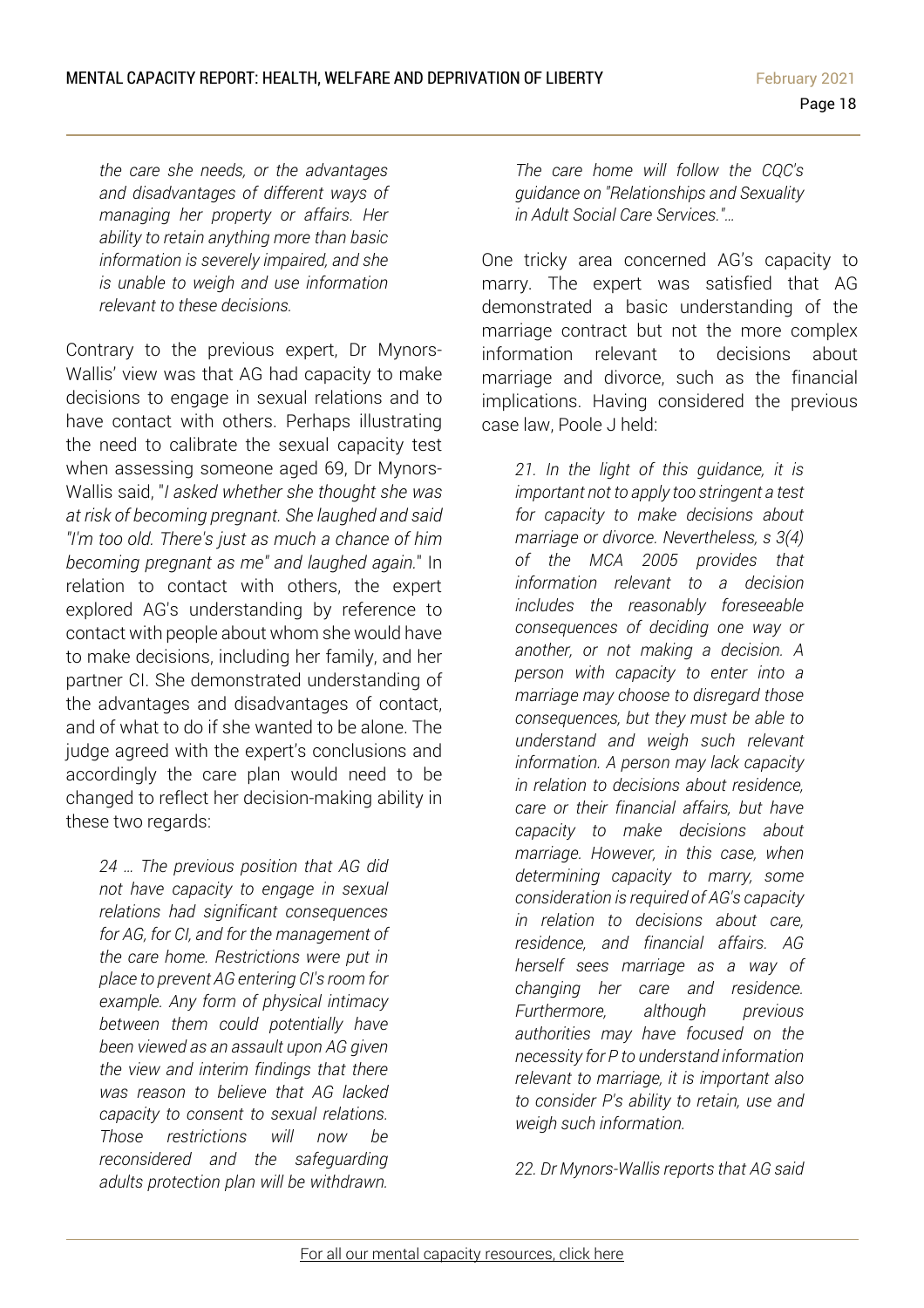*the care she needs, or the advantages and disadvantages of different ways of managing her property or affairs. Her ability to retain anything more than basic information is severely impaired, and she is unable to weigh and use information relevant to these decisions.*

Contrary to the previous expert, Dr Mynors-Wallis' view was that AG had capacity to make decisions to engage in sexual relations and to have contact with others. Perhaps illustrating the need to calibrate the sexual capacity test when assessing someone aged 69, Dr Mynors-Wallis said, "*I asked whether she thought she was at risk of becoming pregnant. She laughed and said "I'm too old. There's just as much a chance of him becoming pregnant as me" and laughed again.*" In relation to contact with others, the expert explored AG's understanding by reference to contact with people about whom she would have to make decisions, including her family, and her partner CI. She demonstrated understanding of the advantages and disadvantages of contact, and of what to do if she wanted to be alone. The judge agreed with the expert's conclusions and accordingly the care plan would need to be changed to reflect her decision-making ability in these two regards:

> *24 … The previous position that AG did not have capacity to engage in sexual relations had significant consequences for AG, for CI, and for the management of the care home. Restrictions were put in place to prevent AG entering CI's room for example. Any form of physical intimacy between them could potentially have been viewed as an assault upon AG given the view and interim findings that there was reason to believe that AG lacked capacity to consent to sexual relations. Those restrictions will now be reconsidered and the safeguarding adults protection plan will be withdrawn. The care home will follow the CQC's guidance on "Relationships and Sexuality in Adult Social Care Services."…*

One tricky area concerned AG's capacity to marry. The expert was satisfied that AG demonstrated a basic understanding of the marriage contract but not the more complex information relevant to decisions about marriage and divorce, such as the financial implications. Having considered the previous case law, Poole J held:

> *21. In the light of this guidance, it is important not to apply too stringent a test for capacity to make decisions about marriage or divorce. Nevertheless, s 3(4) of the MCA 2005 provides that information relevant to a decision includes the reasonably foreseeable consequences of deciding one way or another, or not making a decision. A person with capacity to enter into a marriage may choose to disregard those consequences, but they must be able to understand and weigh such relevant information. A person may lack capacity in relation to decisions about residence, care or their financial affairs, but have capacity to make decisions about marriage. However, in this case, when determining capacity to marry, some consideration is required of AG's capacity in relation to decisions about care, residence, and financial affairs. AG herself sees marriage as a way of changing her care and residence. Furthermore, although previous authorities may have focused on the necessity for P to understand information relevant to marriage, it is important also to consider P's ability to retain, use and weigh such information.*
>
> *22. Dr Mynors-Wallis reports that AG said*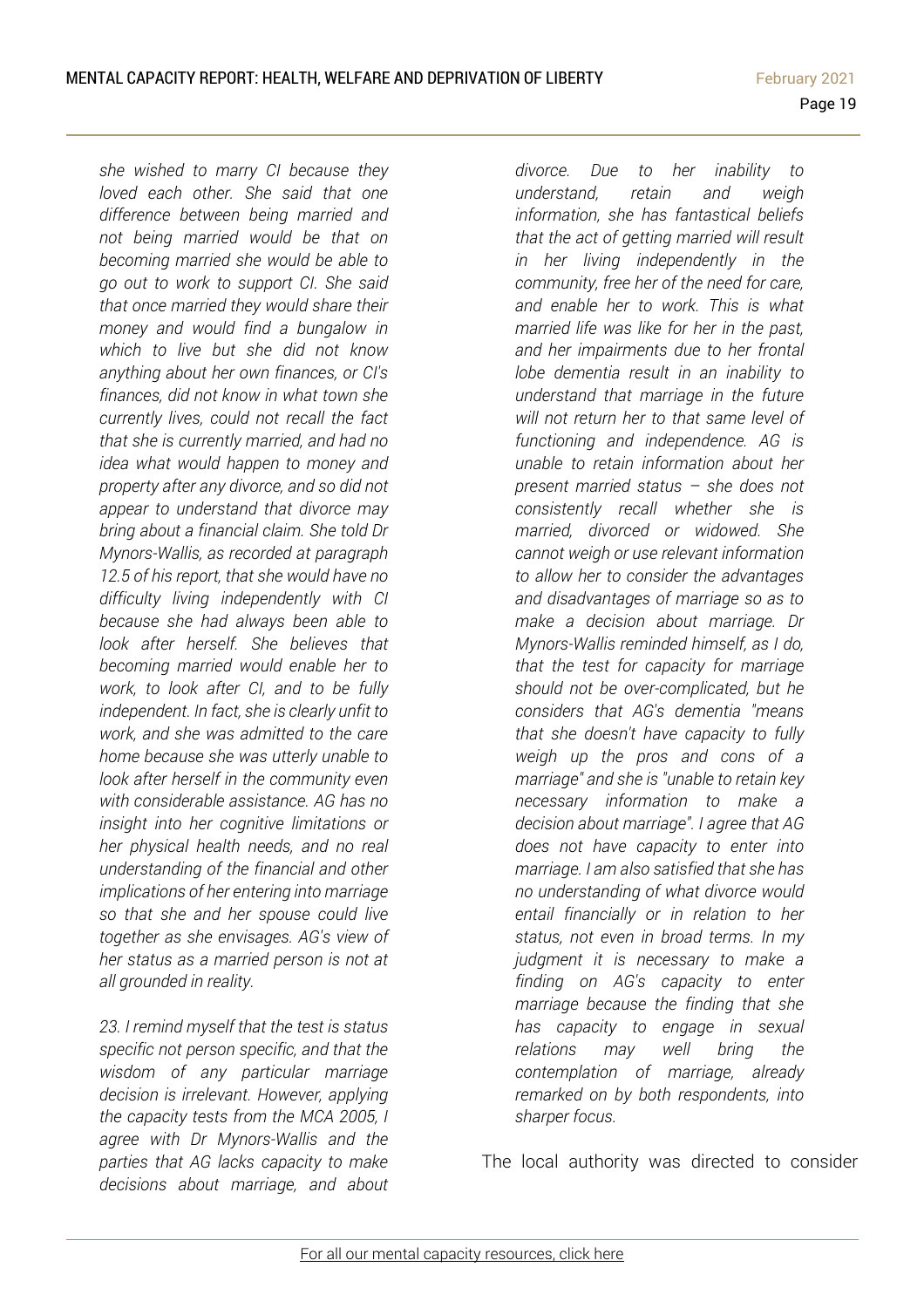*she wished to marry CI because they loved each other. She said that one difference between being married and not being married would be that on becoming married she would be able to go out to work to support CI. She said that once married they would share their money and would find a bungalow in which to live but she did not know anything about her own finances, or CI's finances, did not know in what town she currently lives, could not recall the fact that she is currently married, and had no idea what would happen to money and property after any divorce, and so did not appear to understand that divorce may bring about a financial claim. She told Dr Mynors-Wallis, as recorded at paragraph 12.5 of his report, that she would have no difficulty living independently with CI because she had always been able to look after herself. She believes that becoming married would enable her to work, to look after CI, and to be fully independent. In fact, she is clearly unfit to work, and she was admitted to the care home because she was utterly unable to look after herself in the community even with considerable assistance. AG has no insight into her cognitive limitations or her physical health needs, and no real understanding of the financial and other implications of her entering into marriage so that she and her spouse could live together as she envisages. AG's view of her status as a married person is not at all grounded in reality.*

*23. I remind myself that the test is status specific not person specific, and that the wisdom of any particular marriage decision is irrelevant. However, applying the capacity tests from the MCA 2005, I agree with Dr Mynors-Wallis and the parties that AG lacks capacity to make decisions about marriage, and about divorce. Due to her inability to understand, retain and weigh information, she has fantastical beliefs that the act of getting married will result in her living independently in the community, free her of the need for care, and enable her to work. This is what married life was like for her in the past, and her impairments due to her frontal lobe dementia result in an inability to understand that marriage in the future will not return her to that same level of functioning and independence. AG is unable to retain information about her present married status – she does not consistently recall whether she is married, divorced or widowed. She cannot weigh or use relevant information to allow her to consider the advantages and disadvantages of marriage so as to make a decision about marriage. Dr Mynors-Wallis reminded himself, as I do, that the test for capacity for marriage should not be over-complicated, but he considers that AG's dementia "means that she doesn't have capacity to fully weigh up the pros and cons of a marriage" and she is "unable to retain key necessary information to make a decision about marriage". I agree that AG does not have capacity to enter into marriage. I am also satisfied that she has no understanding of what divorce would entail financially or in relation to her status, not even in broad terms. In my judgment it is necessary to make a finding on AG's capacity to enter marriage because the finding that she has capacity to engage in sexual relations may well bring the contemplation of marriage, already remarked on by both respondents, into sharper focus.*

The local authority was directed to consider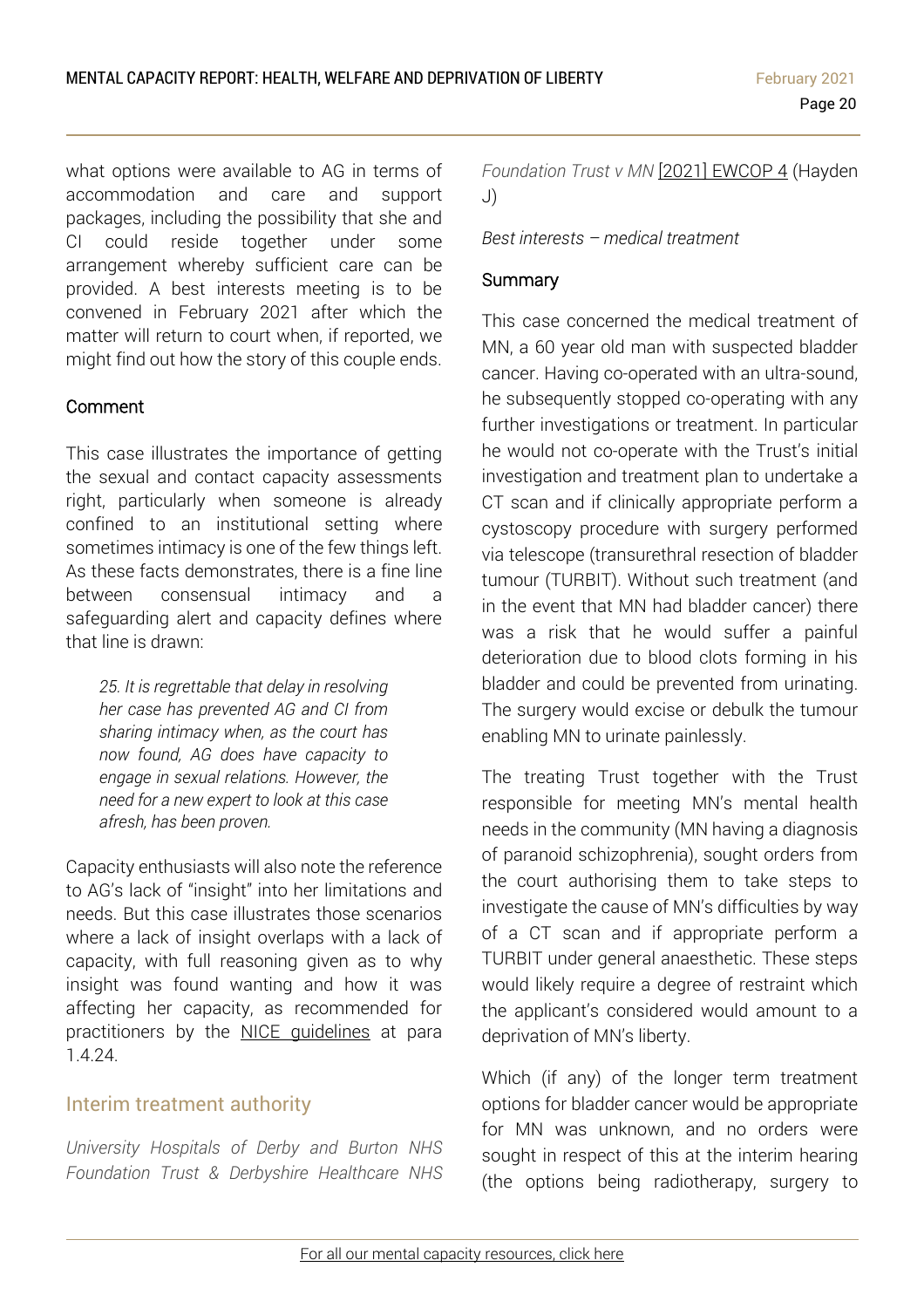what options were available to AG in terms of accommodation and care and support packages, including the possibility that she and CI could reside together under some arrangement whereby sufficient care can be provided. A best interests meeting is to be convened in February 2021 after which the matter will return to court when, if reported, we might find out how the story of this couple ends.

### Comment

This case illustrates the importance of getting the sexual and contact capacity assessments right, particularly when someone is already confined to an institutional setting where sometimes intimacy is one of the few things left. As these facts demonstrates, there is a fine line between consensual intimacy and a safeguarding alert and capacity defines where that line is drawn:

> *25. It is regrettable that delay in resolving her case has prevented AG and CI from sharing intimacy when, as the court has now found, AG does have capacity to engage in sexual relations. However, the need for a new expert to look at this case afresh, has been proven.*

Capacity enthusiasts will also note the reference to AG's lack of "insight" into her limitations and needs. But this case illustrates those scenarios where a lack of insight overlaps with a lack of capacity, with full reasoning given as to why insight was found wanting and how it was affecting her capacity, as recommended for practitioners by the NICE guidelines at para 1.4.24.

## Interim treatment authority

*University Hospitals of Derby and Burton NHS Foundation Trust & Derbyshire Healthcare NHS Foundation Trust v MN* [2021] EWCOP 4 (Hayden J)

*Best interests – medical treatment*

### Summary

This case concerned the medical treatment of MN, a 60 year old man with suspected bladder cancer. Having co-operated with an ultra-sound, he subsequently stopped co-operating with any further investigations or treatment. In particular he would not co-operate with the Trust's initial investigation and treatment plan to undertake a CT scan and if clinically appropriate perform a cystoscopy procedure with surgery performed via telescope (transurethral resection of bladder tumour (TURBIT). Without such treatment (and in the event that MN had bladder cancer) there was a risk that he would suffer a painful deterioration due to blood clots forming in his bladder and could be prevented from urinating. The surgery would excise or debulk the tumour enabling MN to urinate painlessly.

The treating Trust together with the Trust responsible for meeting MN's mental health needs in the community (MN having a diagnosis of paranoid schizophrenia), sought orders from the court authorising them to take steps to investigate the cause of MN's difficulties by way of a CT scan and if appropriate perform a TURBIT under general anaesthetic. These steps would likely require a degree of restraint which the applicant's considered would amount to a deprivation of MN's liberty.

Which (if any) of the longer term treatment options for bladder cancer would be appropriate for MN was unknown, and no orders were sought in respect of this at the interim hearing (the options being radiotherapy, surgery to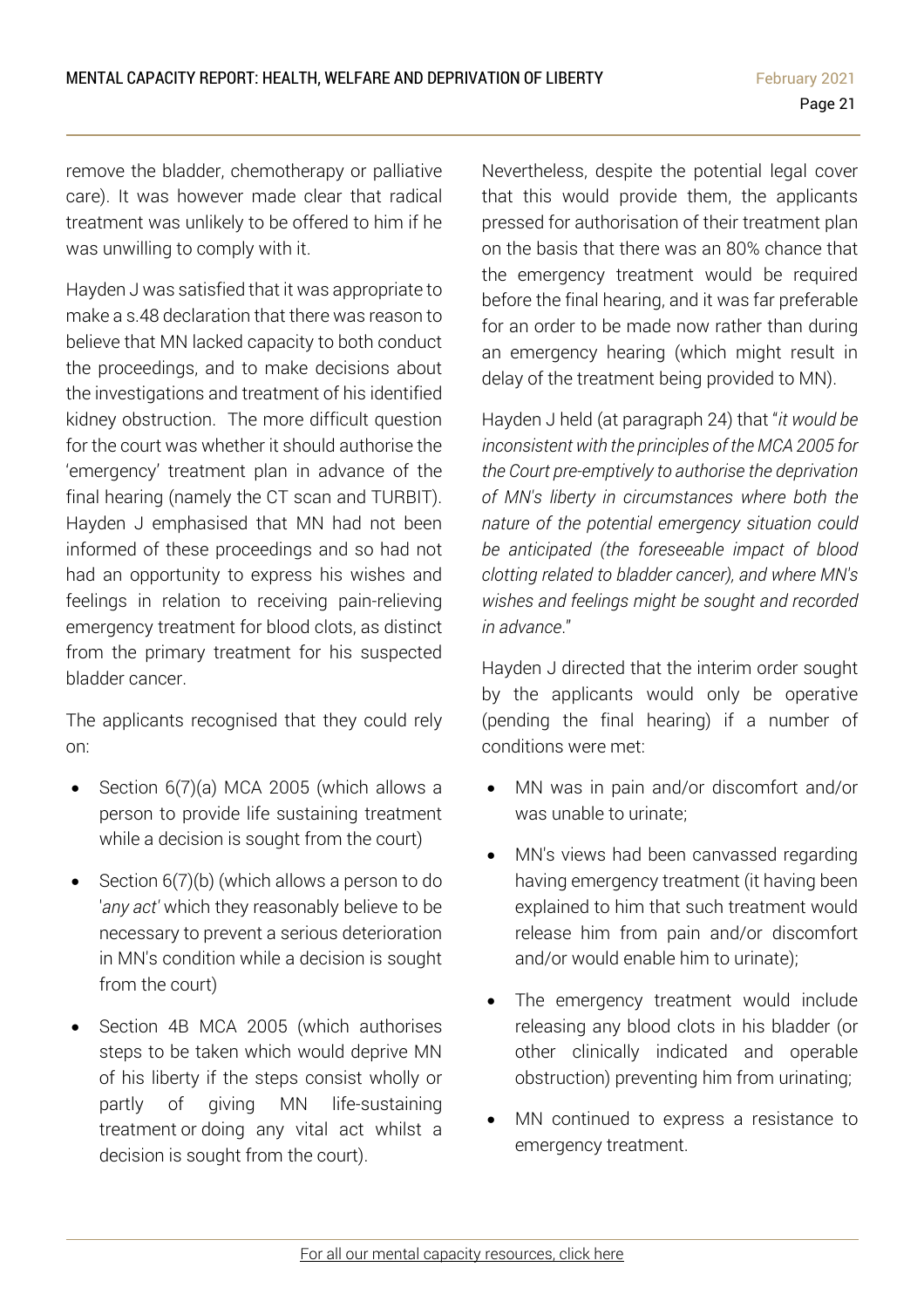remove the bladder, chemotherapy or palliative care). It was however made clear that radical treatment was unlikely to be offered to him if he was unwilling to comply with it.

Hayden J was satisfied that it was appropriate to make a s.48 declaration that there was reason to believe that MN lacked capacity to both conduct the proceedings, and to make decisions about the investigations and treatment of his identified kidney obstruction. The more difficult question for the court was whether it should authorise the 'emergency' treatment plan in advance of the final hearing (namely the CT scan and TURBIT). Hayden J emphasised that MN had not been informed of these proceedings and so had not had an opportunity to express his wishes and feelings in relation to receiving pain-relieving emergency treatment for blood clots, as distinct from the primary treatment for his suspected bladder cancer.

The applicants recognised that they could rely on:

- Section 6(7)(a) MCA 2005 (which allows a person to provide life sustaining treatment while a decision is sought from the court)
- Section 6(7)(b) (which allows a person to do '*any act*' which they reasonably believe to be necessary to prevent a serious deterioration in MN's condition while a decision is sought from the court)
- Section 4B MCA 2005 (which authorises steps to be taken which would deprive MN of his liberty if the steps consist wholly or partly of giving MN life-sustaining treatment or doing any vital act whilst a decision is sought from the court).

Nevertheless, despite the potential legal cover that this would provide them, the applicants pressed for authorisation of their treatment plan on the basis that there was an 80% chance that the emergency treatment would be required before the final hearing, and it was far preferable for an order to be made now rather than during an emergency hearing (which might result in delay of the treatment being provided to MN).

Hayden J held (at paragraph 24) that "*it would be inconsistent with the principles of the MCA 2005 for the Court pre-emptively to authorise the deprivation of MN's liberty in circumstances where both the nature of the potential emergency situation could be anticipated (the foreseeable impact of blood clotting related to bladder cancer), and where MN's wishes and feelings might be sought and recorded in advance*."

Hayden J directed that the interim order sought by the applicants would only be operative (pending the final hearing) if a number of conditions were met:

- MN was in pain and/or discomfort and/or was unable to urinate;
- MN's views had been canvassed regarding having emergency treatment (it having been explained to him that such treatment would release him from pain and/or discomfort and/or would enable him to urinate);
- The emergency treatment would include releasing any blood clots in his bladder (or other clinically indicated and operable obstruction) preventing him from urinating;
- MN continued to express a resistance to emergency treatment.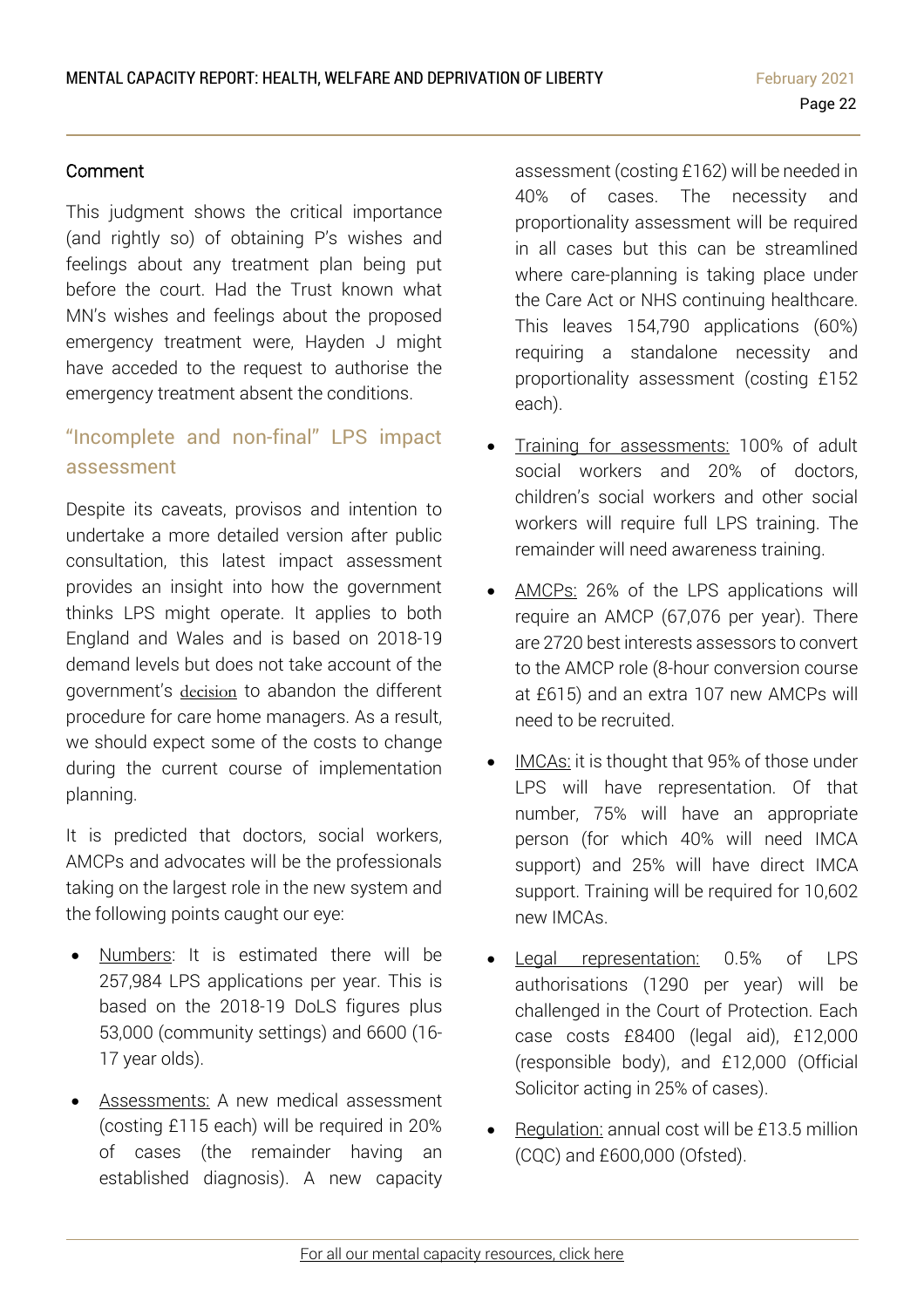Comment

This judgment shows the critical importance (and rightly so) of obtaining P's wishes and feelings about any treatment plan being put before the court. Had the Trust known what MN's wishes and feelings about the proposed emergency treatment were, Hayden J might have acceded to the request to authorise the emergency treatment absent the conditions.

## "Incomplete and non-final" LPS impact assessment

Despite its caveats, provisos and intention to undertake a more detailed version after public consultation, this latest impact assessment provides an insight into how the government thinks LPS might operate. It applies to both England and Wales and is based on 2018-19 demand levels but does not take account of the government's decision to abandon the different procedure for care home managers. As a result, we should expect some of the costs to change during the current course of implementation planning.

It is predicted that doctors, social workers, AMCPs and advocates will be the professionals taking on the largest role in the new system and the following points caught our eye:

- Numbers: It is estimated there will be 257,984 LPS applications per year. This is based on the 2018-19 DoLS figures plus 53,000 (community settings) and 6600 (16-17 year olds).
- Assessments: A new medical assessment (costing £115 each) will be required in 20% of cases (the remainder having an established diagnosis). A new capacity assessment (costing £162) will be needed in 40% of cases. The necessity and proportionality assessment will be required in all cases but this can be streamlined where care-planning is taking place under the Care Act or NHS continuing healthcare. This leaves 154,790 applications (60%) requiring a standalone necessity and proportionality assessment (costing £152 each).
- Training for assessments: 100% of adult social workers and 20% of doctors, children's social workers and other social workers will require full LPS training. The remainder will need awareness training.
- AMCPs: 26% of the LPS applications will require an AMCP (67,076 per year). There are 2720 best interests assessors to convert to the AMCP role (8-hour conversion course at £615) and an extra 107 new AMCPs will need to be recruited.
- IMCAs: it is thought that 95% of those under LPS will have representation. Of that number, 75% will have an appropriate person (for which 40% will need IMCA support) and 25% will have direct IMCA support. Training will be required for 10,602 new IMCAs.
- Legal representation: 0.5% of LPS authorisations (1290 per year) will be challenged in the Court of Protection. Each case costs £8400 (legal aid), £12,000 (responsible body), and £12,000 (Official Solicitor acting in 25% of cases).
- Regulation: annual cost will be £13.5 million (CQC) and £600,000 (Ofsted).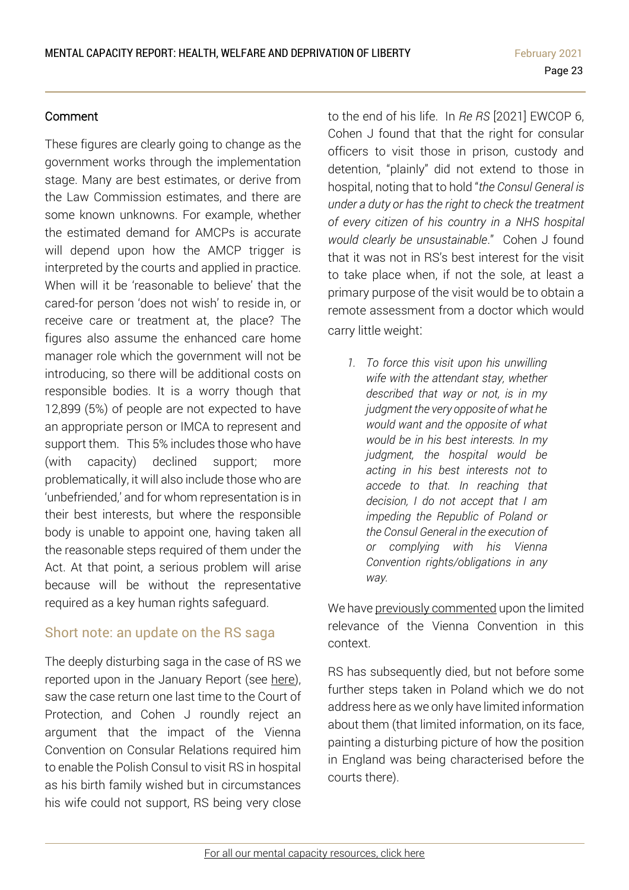### Comment

These figures are clearly going to change as the government works through the implementation stage. Many are best estimates, or derive from the Law Commission estimates, and there are some known unknowns. For example, whether the estimated demand for AMCPs is accurate will depend upon how the AMCP trigger is interpreted by the courts and applied in practice. When will it be 'reasonable to believe' that the cared-for person 'does not wish' to reside in, or receive care or treatment at, the place? The figures also assume the enhanced care home manager role which the government will not be introducing, so there will be additional costs on responsible bodies. It is a worry though that 12,899 (5%) of people are not expected to have an appropriate person or IMCA to represent and support them. This 5% includes those who have (with capacity) declined support; more problematically, it will also include those who are 'unbefriended,' and for whom representation is in their best interests, but where the responsible body is unable to appoint one, having taken all the reasonable steps required of them under the Act. At that point, a serious problem will arise because will be without the representative required as a key human rights safeguard.

## Short note: an update on the RS saga

The deeply disturbing saga in the case of RS we reported upon in the January Report (see here), saw the case return one last time to the Court of Protection, and Cohen J roundly reject an argument that the impact of the Vienna Convention on Consular Relations required him to enable the Polish Consul to visit RS in hospital as his birth family wished but in circumstances his wife could not support, RS being very close to the end of his life. In *Re RS* [2021] EWCOP 6, Cohen J found that that the right for consular officers to visit those in prison, custody and detention, "plainly" did not extend to those in hospital, noting that to hold "*the Consul General is under a duty or has the right to check the treatment of every citizen of his country in a NHS hospital would clearly be unsustainable*." Cohen J found that it was not in RS's best interest for the visit to take place when, if not the sole, at least a primary purpose of the visit would be to obtain a remote assessment from a doctor which would carry little weight:

> 1. *To force this visit upon his unwilling wife with the attendant stay, whether described that way or not, is in my judgment the very opposite of what he would want and the opposite of what would be in his best interests. In my judgment, the hospital would be acting in his best interests not to accede to that. In reaching that decision, I do not accept that I am impeding the Republic of Poland or the Consul General in the execution of or complying with his Vienna Convention rights/obligations in any way.*

We have previously commented upon the limited relevance of the Vienna Convention in this context.

RS has subsequently died, but not before some further steps taken in Poland which we do not address here as we only have limited information about them (that limited information, on its face, painting a disturbing picture of how the position in England was being characterised before the courts there).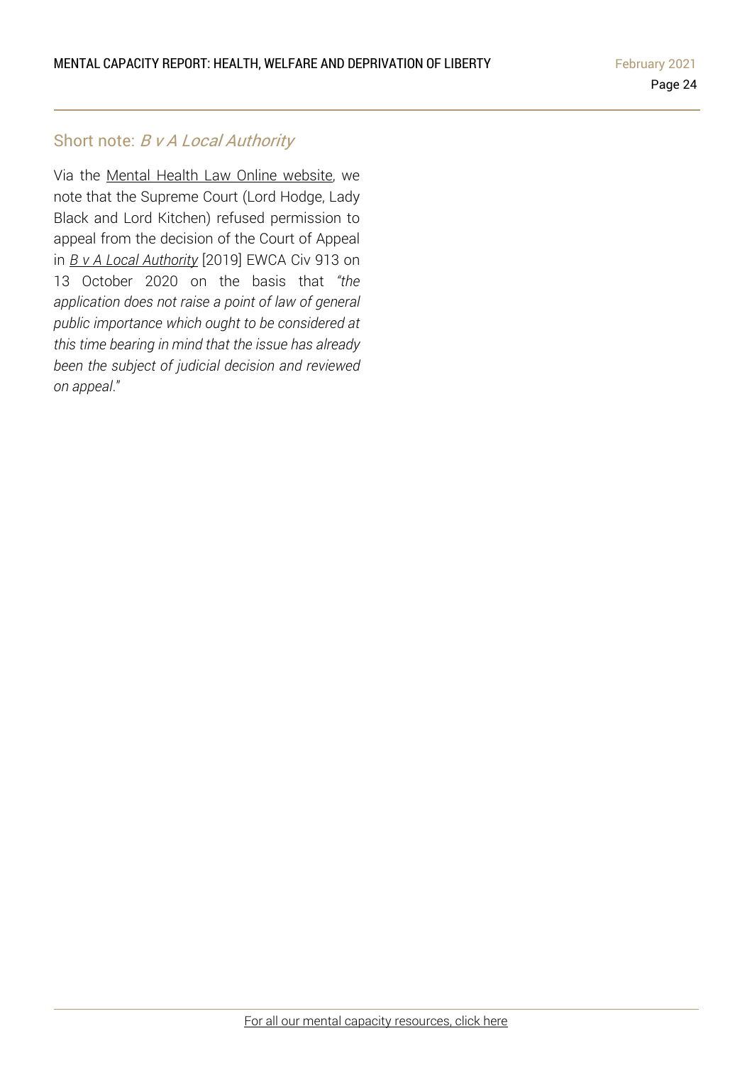## Short note: *B v A Local Authority*

Via the Mental Health Law Online website, we note that the Supreme Court (Lord Hodge, Lady Black and Lord Kitchen) refused permission to appeal from the decision of the Court of Appeal in *B v A Local Authority* [2019] EWCA Civ 913 on 13 October 2020 on the basis that *"the application does not raise a point of law of general public importance which ought to be considered at this time bearing in mind that the issue has already been the subject of judicial decision and reviewed on appeal*."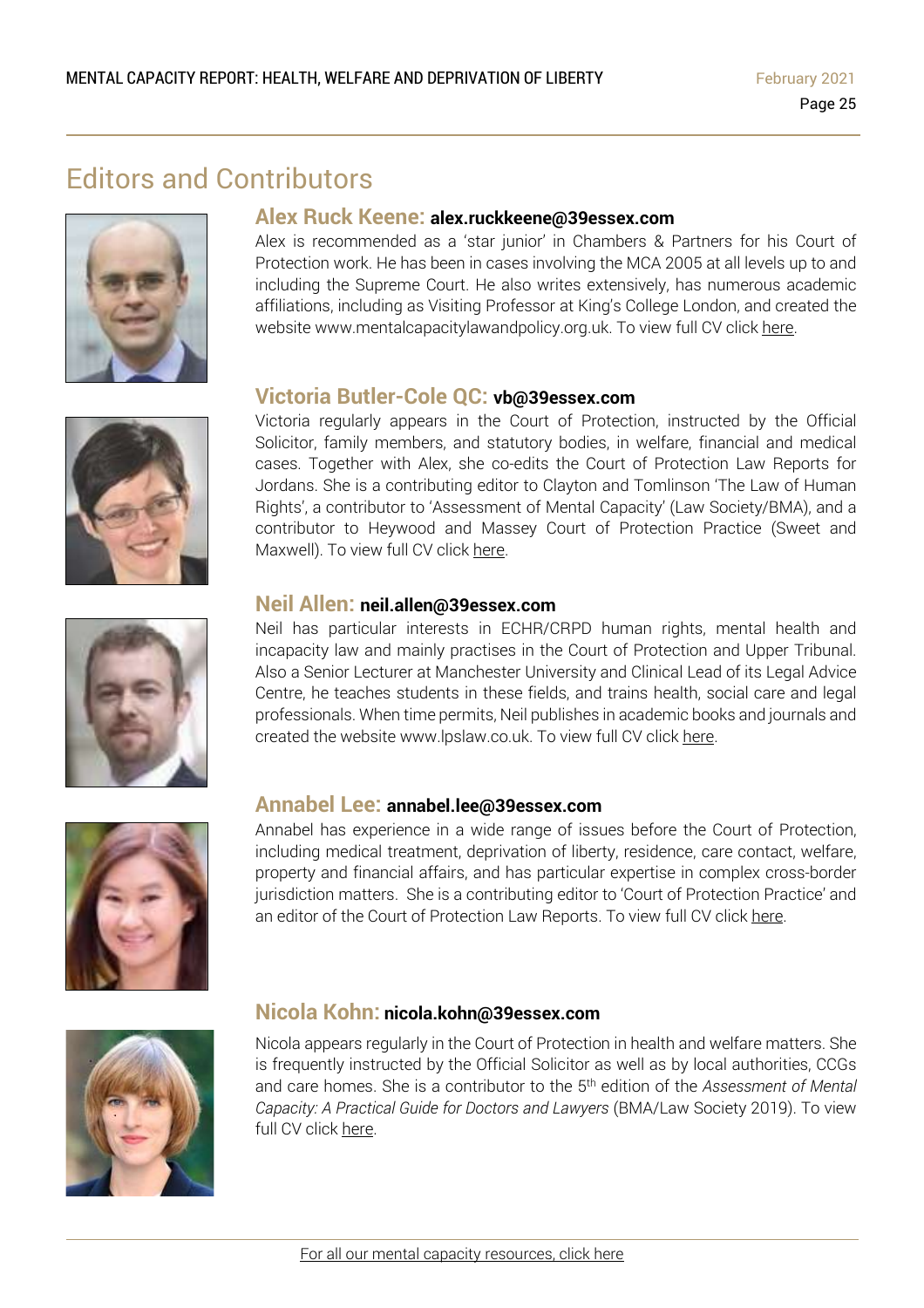# Editors and Contributors

## Alex Ruck Keene: alex.ruckkeene@39essex.com

Alex is recommended as a 'star junior' in Chambers & Partners for his Court of Protection work. He has been in cases involving the MCA 2005 at all levels up to and including the Supreme Court. He also writes extensively, has numerous academic affiliations, including as Visiting Professor at King's College London, and created the website www.mentalcapacitylawandpolicy.org.uk. To view full CV click here.

## Victoria Butler-Cole QC: vb@39essex.com

Victoria regularly appears in the Court of Protection, instructed by the Official Solicitor, family members, and statutory bodies, in welfare, financial and medical cases. Together with Alex, she co-edits the Court of Protection Law Reports for Jordans. She is a contributing editor to Clayton and Tomlinson 'The Law of Human Rights', a contributor to 'Assessment of Mental Capacity' (Law Society/BMA), and a contributor to Heywood and Massey Court of Protection Practice (Sweet and Maxwell). To view full CV click here.

## Neil Allen: neil.allen@39essex.com

Neil has particular interests in ECHR/CRPD human rights, mental health and incapacity law and mainly practises in the Court of Protection and Upper Tribunal. Also a Senior Lecturer at Manchester University and Clinical Lead of its Legal Advice Centre, he teaches students in these fields, and trains health, social care and legal professionals. When time permits, Neil publishes in academic books and journals and created the website www.lpslaw.co.uk. To view full CV click here.

## Annabel Lee: annabel.lee@39essex.com

Annabel has experience in a wide range of issues before the Court of Protection, including medical treatment, deprivation of liberty, residence, care contact, welfare, property and financial affairs, and has particular expertise in complex cross-border jurisdiction matters. She is a contributing editor to 'Court of Protection Practice' and an editor of the Court of Protection Law Reports. To view full CV click here.

## Nicola Kohn: nicola.kohn@39essex.com

Nicola appears regularly in the Court of Protection in health and welfare matters. She is frequently instructed by the Official Solicitor as well as by local authorities, CCGs and care homes. She is a contributor to the 5th edition of the *Assessment of Mental Capacity: A Practical Guide for Doctors and Lawyers* (BMA/Law Society 2019). To view full CV click here.

For all our mental capacity resources, click here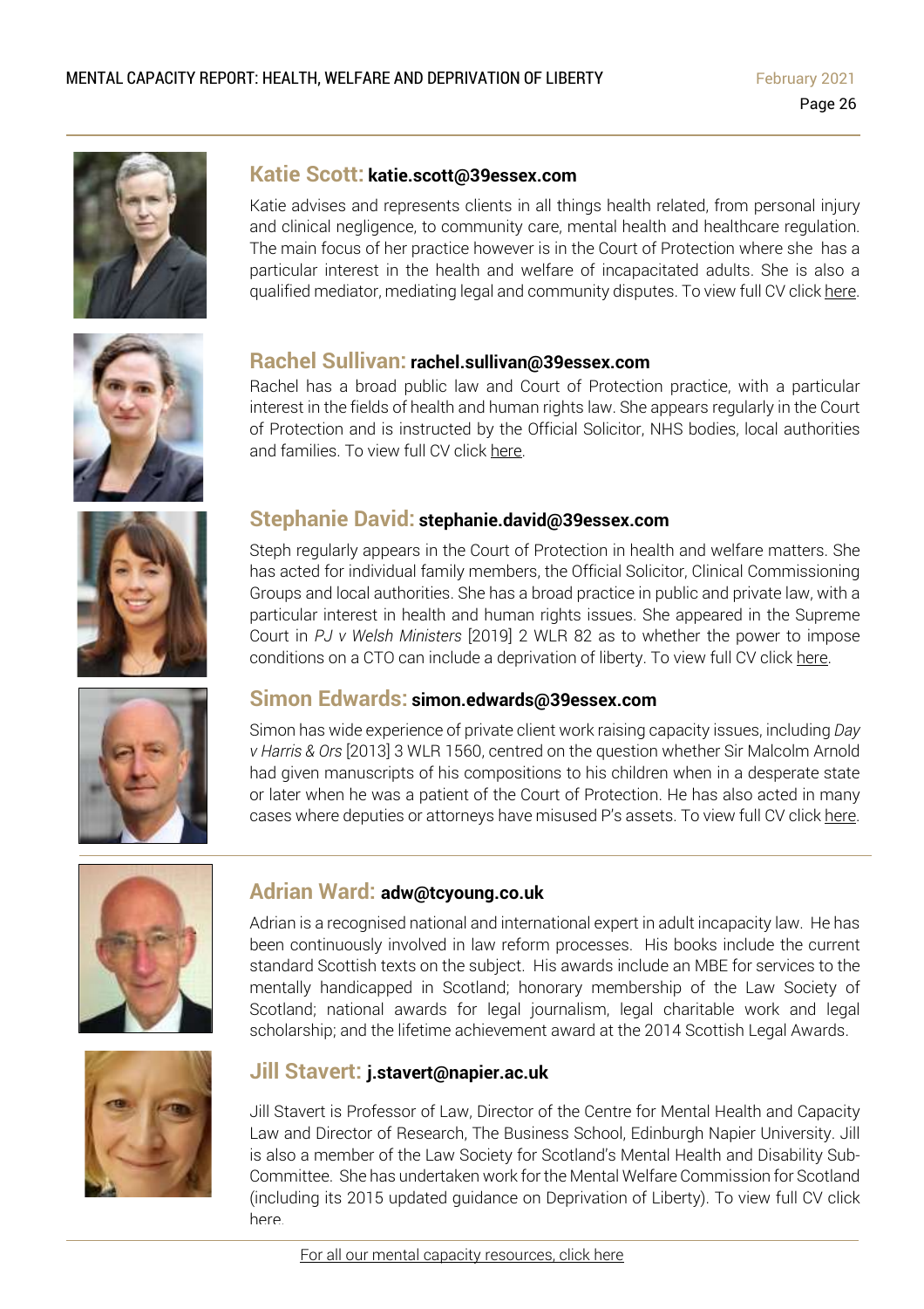### Katie Scott: katie.scott@39essex.com

Katie advises and represents clients in all things health related, from personal injury and clinical negligence, to community care, mental health and healthcare regulation. The main focus of her practice however is in the Court of Protection where she has a particular interest in the health and welfare of incapacitated adults. She is also a qualified mediator, mediating legal and community disputes. To view full CV click here.

### Rachel Sullivan: rachel.sullivan@39essex.com

Rachel has a broad public law and Court of Protection practice, with a particular interest in the fields of health and human rights law. She appears regularly in the Court of Protection and is instructed by the Official Solicitor, NHS bodies, local authorities and families. To view full CV click here.

### Stephanie David: stephanie.david@39essex.com

Steph regularly appears in the Court of Protection in health and welfare matters. She has acted for individual family members, the Official Solicitor, Clinical Commissioning Groups and local authorities. She has a broad practice in public and private law, with a particular interest in health and human rights issues. She appeared in the Supreme Court in *PJ v Welsh Ministers* [2019] 2 WLR 82 as to whether the power to impose conditions on a CTO can include a deprivation of liberty. To view full CV click here.

### Simon Edwards: simon.edwards@39essex.com

Simon has wide experience of private client work raising capacity issues, including *Day v Harris & Ors* [2013] 3 WLR 1560, centred on the question whether Sir Malcolm Arnold had given manuscripts of his compositions to his children when in a desperate state or later when he was a patient of the Court of Protection. He has also acted in many cases where deputies or attorneys have misused P's assets. To view full CV click here.

### Adrian Ward: adw@tcyoung.co.uk

Adrian is a recognised national and international expert in adult incapacity law. He has been continuously involved in law reform processes. His books include the current standard Scottish texts on the subject. His awards include an MBE for services to the mentally handicapped in Scotland; honorary membership of the Law Society of Scotland; national awards for legal journalism, legal charitable work and legal scholarship; and the lifetime achievement award at the 2014 Scottish Legal Awards.

### Jill Stavert: j.stavert@napier.ac.uk

Jill Stavert is Professor of Law, Director of the Centre for Mental Health and Capacity Law and Director of Research, The Business School, Edinburgh Napier University. Jill is also a member of the Law Society for Scotland's Mental Health and Disability Sub-Committee. She has undertaken work for the Mental Welfare Commission for Scotland (including its 2015 updated guidance on Deprivation of Liberty). To view full CV click here.

For all our mental capacity resources, click here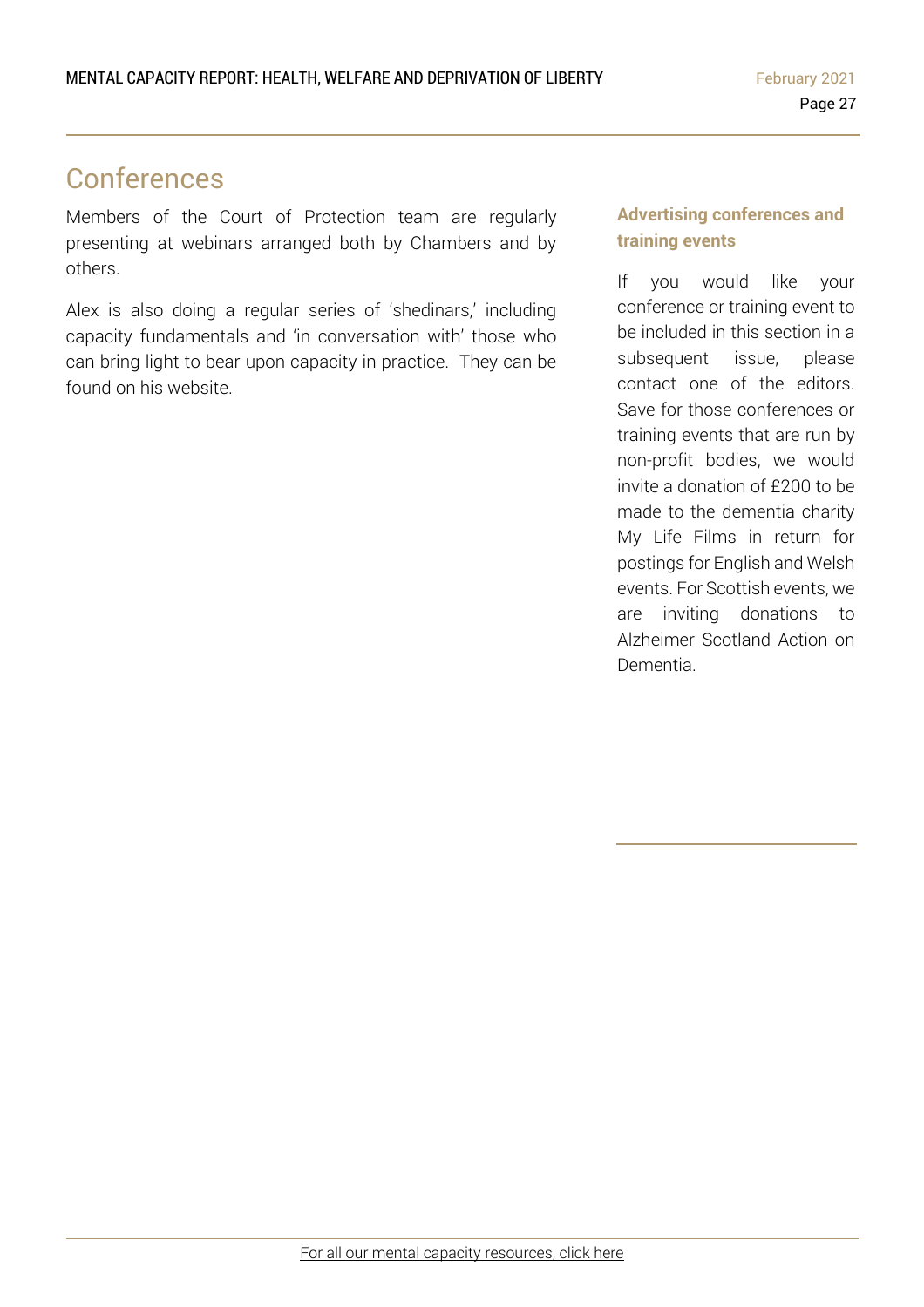# Conferences

Members of the Court of Protection team are regularly presenting at webinars arranged both by Chambers and by others.

Alex is also doing a regular series of 'shedinars,' including capacity fundamentals and 'in conversation with' those who can bring light to bear upon capacity in practice. They can be found on his website.

### Advertising conferences and training events

If you would like your conference or training event to be included in this section in a subsequent issue, please contact one of the editors. Save for those conferences or training events that are run by non-profit bodies, we would invite a donation of £200 to be made to the dementia charity My Life Films in return for postings for English and Welsh events. For Scottish events, we are inviting donations to Alzheimer Scotland Action on Dementia.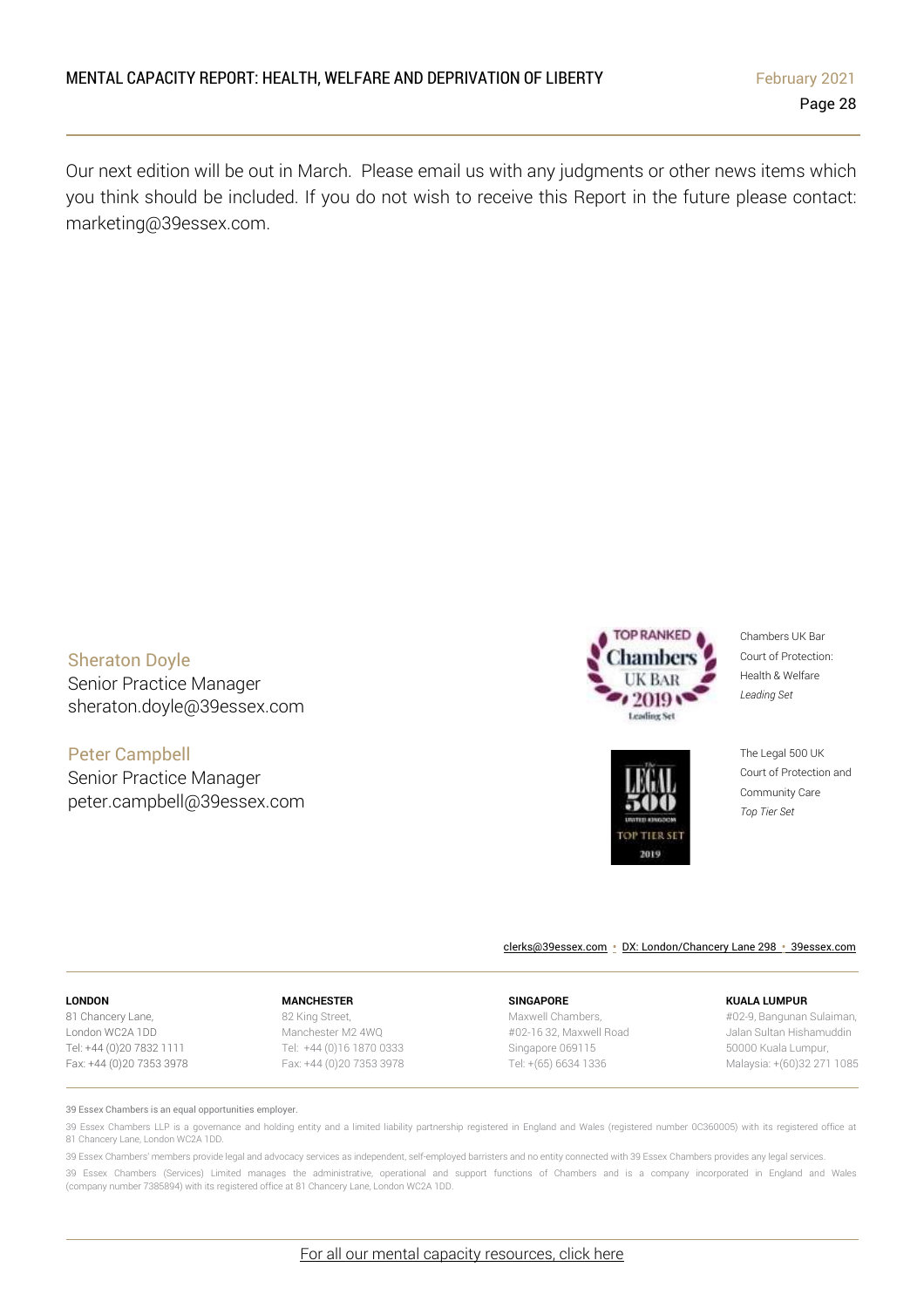Our next edition will be out in March. Please email us with any judgments or other news items which you think should be included. If you do not wish to receive this Report in the future please contact: marketing@39essex.com.

**Sheraton Doyle**
Senior Practice Manager
sheraton.doyle@39essex.com

**Peter Campbell**
Senior Practice Manager
peter.campbell@39essex.com

Chambers UK Bar
Court of Protection:
Health & Welfare
*Leading Set*

The Legal 500 UK
Court of Protection and
Community Care
*Top Tier Set*

clerks@39essex.com • DX: London/Chancery Lane 298 • 39essex.com

**LONDON**
81 Chancery Lane,
London WC2A 1DD
Tel: +44 (0)20 7832 1111
Fax: +44 (0)20 7353 3978

**MANCHESTER**
82 King Street,
Manchester M2 4WQ
Tel: +44 (0)16 1870 0333
Fax: +44 (0)20 7353 3978

**SINGAPORE**
Maxwell Chambers,
#02-16 32, Maxwell Road
Singapore 069115
Tel: +(65) 6634 1336

**KUALA LUMPUR**
#02-9, Bangunan Sulaiman,
Jalan Sultan Hishamuddin
50000 Kuala Lumpur,
Malaysia: +(60)32 271 1085

39 Essex Chambers is an equal opportunities employer.

39 Essex Chambers LLP is a governance and holding entity and a limited liability partnership registered in England and Wales (registered number 0C360005) with its registered office at 81 Chancery Lane, London WC2A 1DD.

39 Essex Chambers' members provide legal and advocacy services as independent, self-employed barristers and no entity connected with 39 Essex Chambers provides any legal services.

39 Essex Chambers (Services) Limited manages the administrative, operational and support functions of Chambers and is a company incorporated in England and Wales (company number 7385894) with its registered office at 81 Chancery Lane, London WC2A 1DD.

For all our mental capacity resources, click here